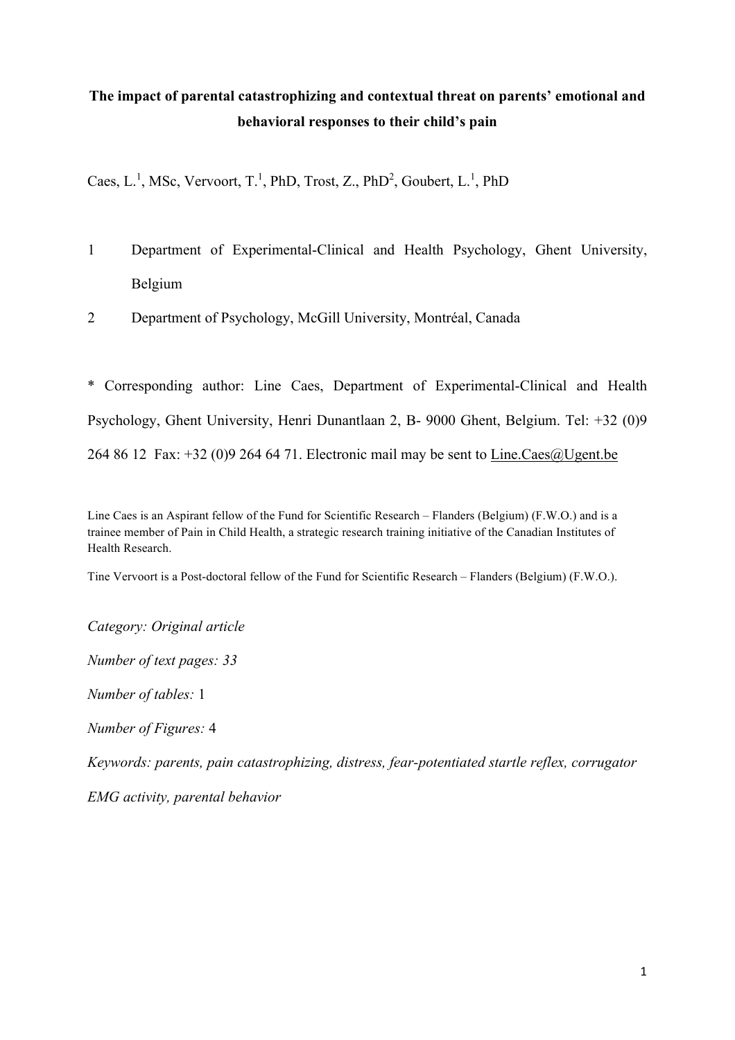**The impact of parental catastrophizing and contextual threat on parents' emotional and behavioral responses to their child's pain**

Caes, L.[1], MSc, Vervoort, T.[1], PhD, Trost, Z., PhD[2], Goubert, L.[1], PhD

1 Department of Experimental-Clinical and Health Psychology, Ghent University, Belgium

2 Department of Psychology, McGill University, Montréal, Canada

\* Corresponding author: Line Caes, Department of Experimental-Clinical and Health Psychology, Ghent University, Henri Dunantlaan 2, B- 9000 Ghent, Belgium. Tel: +32 (0)9 264 86 12 Fax: +32 (0)9 264 64 71. Electronic mail may be sent to Line.Caes@Ugent.be

Line Caes is an Aspirant fellow of the Fund for Scientific Research – Flanders (Belgium) (F.W.O.) and is a trainee member of Pain in Child Health, a strategic research training initiative of the Canadian Institutes of Health Research.

Tine Vervoort is a Post-doctoral fellow of the Fund for Scientific Research – Flanders (Belgium) (F.W.O.).

*Category: Original article*

*Number of text pages: 33*

*Number of tables:* 1

*Number of Figures:* 4

*Keywords: parents, pain catastrophizing, distress, fear-potentiated startle reflex, corrugator EMG activity, parental behavior*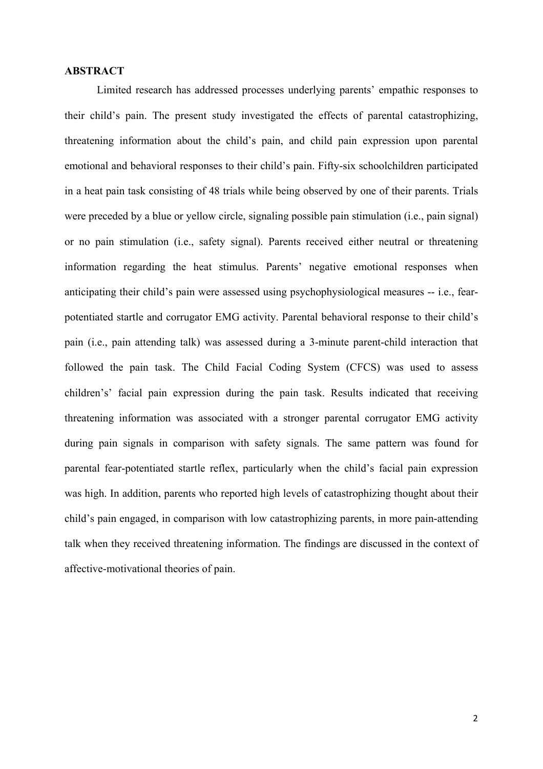**ABSTRACT**

Limited research has addressed processes underlying parents' empathic responses to their child's pain. The present study investigated the effects of parental catastrophizing, threatening information about the child's pain, and child pain expression upon parental emotional and behavioral responses to their child's pain. Fifty-six schoolchildren participated in a heat pain task consisting of 48 trials while being observed by one of their parents. Trials were preceded by a blue or yellow circle, signaling possible pain stimulation (i.e., pain signal) or no pain stimulation (i.e., safety signal). Parents received either neutral or threatening information regarding the heat stimulus. Parents' negative emotional responses when anticipating their child's pain were assessed using psychophysiological measures -- i.e., fear-potentiated startle and corrugator EMG activity. Parental behavioral response to their child's pain (i.e., pain attending talk) was assessed during a 3-minute parent-child interaction that followed the pain task. The Child Facial Coding System (CFCS) was used to assess childrens' facial pain expression during the pain task. Results indicated that receiving threatening information was associated with a stronger parental corrugator EMG activity during pain signals in comparison with safety signals. The same pattern was found for parental fear-potentiated startle reflex, particularly when the child's facial pain expression was high. In addition, parents who reported high levels of catastrophizing thought about their child's pain engaged, in comparison with low catastrophizing parents, in more pain-attending talk when they received threatening information. The findings are discussed in the context of affective-motivational theories of pain.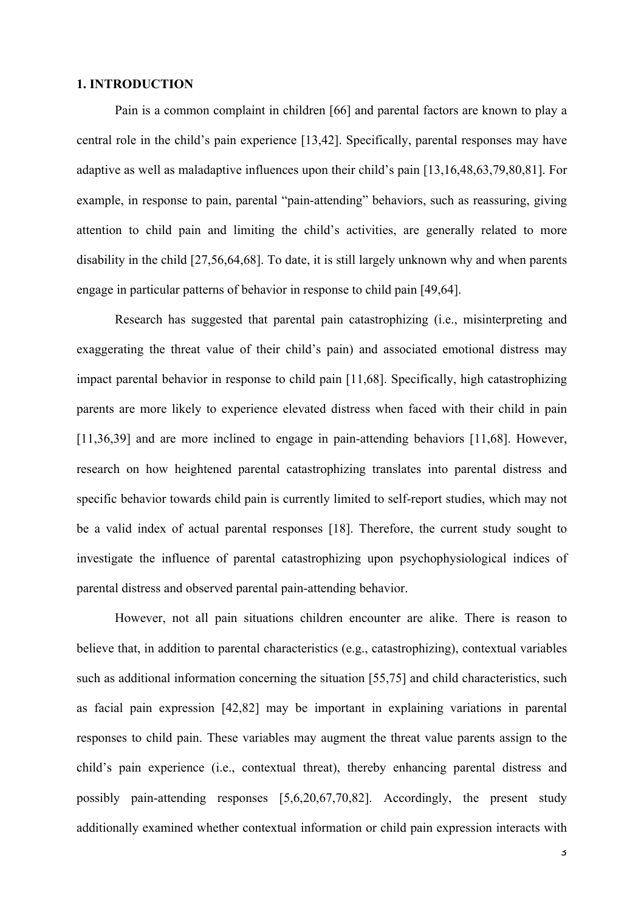## 1. INTRODUCTION

Pain is a common complaint in children [66] and parental factors are known to play a central role in the child's pain experience [13,42]. Specifically, parental responses may have adaptive as well as maladaptive influences upon their child's pain [13,16,48,63,79,80,81]. For example, in response to pain, parental "pain-attending" behaviors, such as reassuring, giving attention to child pain and limiting the child's activities, are generally related to more disability in the child [27,56,64,68]. To date, it is still largely unknown why and when parents engage in particular patterns of behavior in response to child pain [49,64].

Research has suggested that parental pain catastrophizing (i.e., misinterpreting and exaggerating the threat value of their child's pain) and associated emotional distress may impact parental behavior in response to child pain [11,68]. Specifically, high catastrophizing parents are more likely to experience elevated distress when faced with their child in pain [11,36,39] and are more inclined to engage in pain-attending behaviors [11,68]. However, research on how heightened parental catastrophizing translates into parental distress and specific behavior towards child pain is currently limited to self-report studies, which may not be a valid index of actual parental responses [18]. Therefore, the current study sought to investigate the influence of parental catastrophizing upon psychophysiological indices of parental distress and observed parental pain-attending behavior.

However, not all pain situations children encounter are alike. There is reason to believe that, in addition to parental characteristics (e.g., catastrophizing), contextual variables such as additional information concerning the situation [55,75] and child characteristics, such as facial pain expression [42,82] may be important in explaining variations in parental responses to child pain. These variables may augment the threat value parents assign to the child's pain experience (i.e., contextual threat), thereby enhancing parental distress and possibly pain-attending responses [5,6,20,67,70,82]. Accordingly, the present study additionally examined whether contextual information or child pain expression interacts with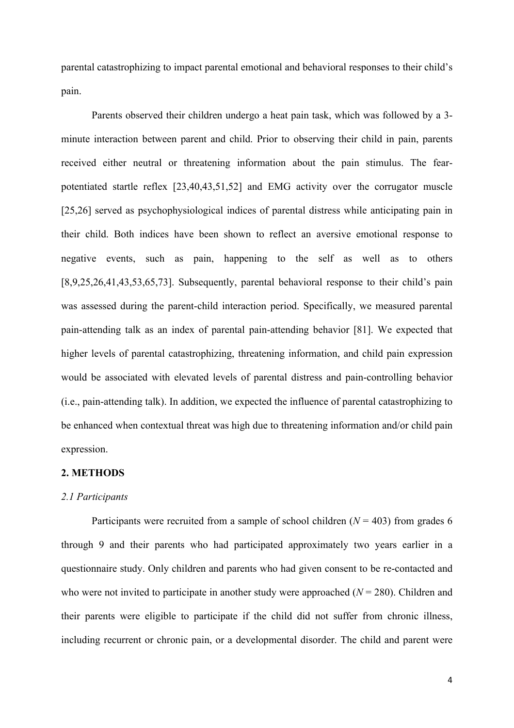parental catastrophizing to impact parental emotional and behavioral responses to their child's pain.

Parents observed their children undergo a heat pain task, which was followed by a 3-minute interaction between parent and child. Prior to observing their child in pain, parents received either neutral or threatening information about the pain stimulus. The fear-potentiated startle reflex [23,40,43,51,52] and EMG activity over the corrugator muscle [25,26] served as psychophysiological indices of parental distress while anticipating pain in their child. Both indices have been shown to reflect an aversive emotional response to negative events, such as pain, happening to the self as well as to others [8,9,25,26,41,43,53,65,73]. Subsequently, parental behavioral response to their child's pain was assessed during the parent-child interaction period. Specifically, we measured parental pain-attending talk as an index of parental pain-attending behavior [81]. We expected that higher levels of parental catastrophizing, threatening information, and child pain expression would be associated with elevated levels of parental distress and pain-controlling behavior (i.e., pain-attending talk). In addition, we expected the influence of parental catastrophizing to be enhanced when contextual threat was high due to threatening information and/or child pain expression.

## 2. METHODS

### *2.1 Participants*

Participants were recruited from a sample of school children ($N = 403$) from grades 6 through 9 and their parents who had participated approximately two years earlier in a questionnaire study. Only children and parents who had given consent to be re-contacted and who were not invited to participate in another study were approached ($N = 280$). Children and their parents were eligible to participate if the child did not suffer from chronic illness, including recurrent or chronic pain, or a developmental disorder. The child and parent were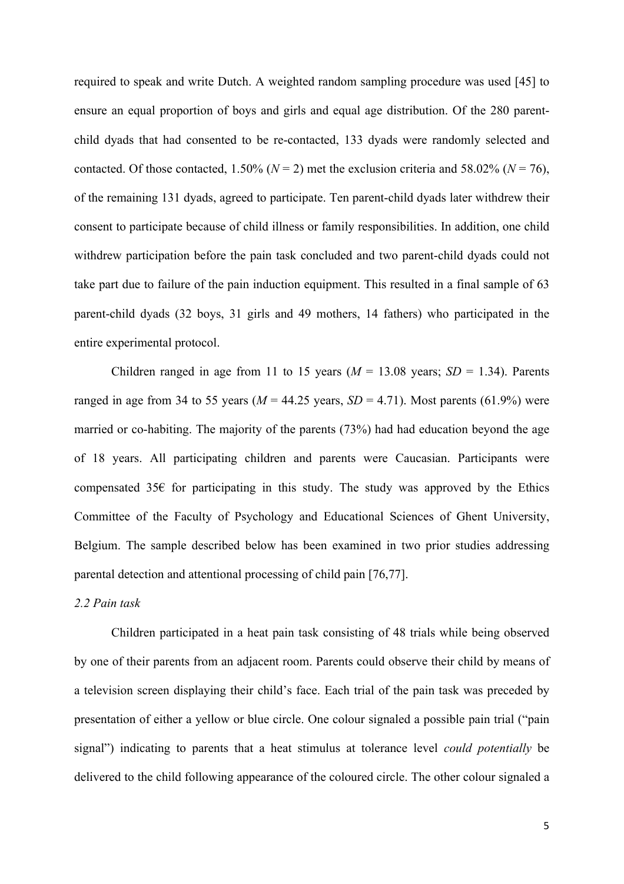required to speak and write Dutch. A weighted random sampling procedure was used [45] to ensure an equal proportion of boys and girls and equal age distribution. Of the 280 parent-child dyads that had consented to be re-contacted, 133 dyads were randomly selected and contacted. Of those contacted, 1.50% (*N* = 2) met the exclusion criteria and 58.02% (*N* = 76), of the remaining 131 dyads, agreed to participate. Ten parent-child dyads later withdrew their consent to participate because of child illness or family responsibilities. In addition, one child withdrew participation before the pain task concluded and two parent-child dyads could not take part due to failure of the pain induction equipment. This resulted in a final sample of 63 parent-child dyads (32 boys, 31 girls and 49 mothers, 14 fathers) who participated in the entire experimental protocol.

Children ranged in age from 11 to 15 years (*M* = 13.08 years; *SD* = 1.34). Parents ranged in age from 34 to 55 years (*M* = 44.25 years, *SD* = 4.71). Most parents (61.9%) were married or co-habiting. The majority of the parents (73%) had had education beyond the age of 18 years. All participating children and parents were Caucasian. Participants were compensated 35€ for participating in this study. The study was approved by the Ethics Committee of the Faculty of Psychology and Educational Sciences of Ghent University, Belgium. The sample described below has been examined in two prior studies addressing parental detection and attentional processing of child pain [76,77].

*2.2 Pain task*

Children participated in a heat pain task consisting of 48 trials while being observed by one of their parents from an adjacent room. Parents could observe their child by means of a television screen displaying their child's face. Each trial of the pain task was preceded by presentation of either a yellow or blue circle. One colour signaled a possible pain trial ("pain signal") indicating to parents that a heat stimulus at tolerance level *could potentially* be delivered to the child following appearance of the coloured circle. The other colour signaled a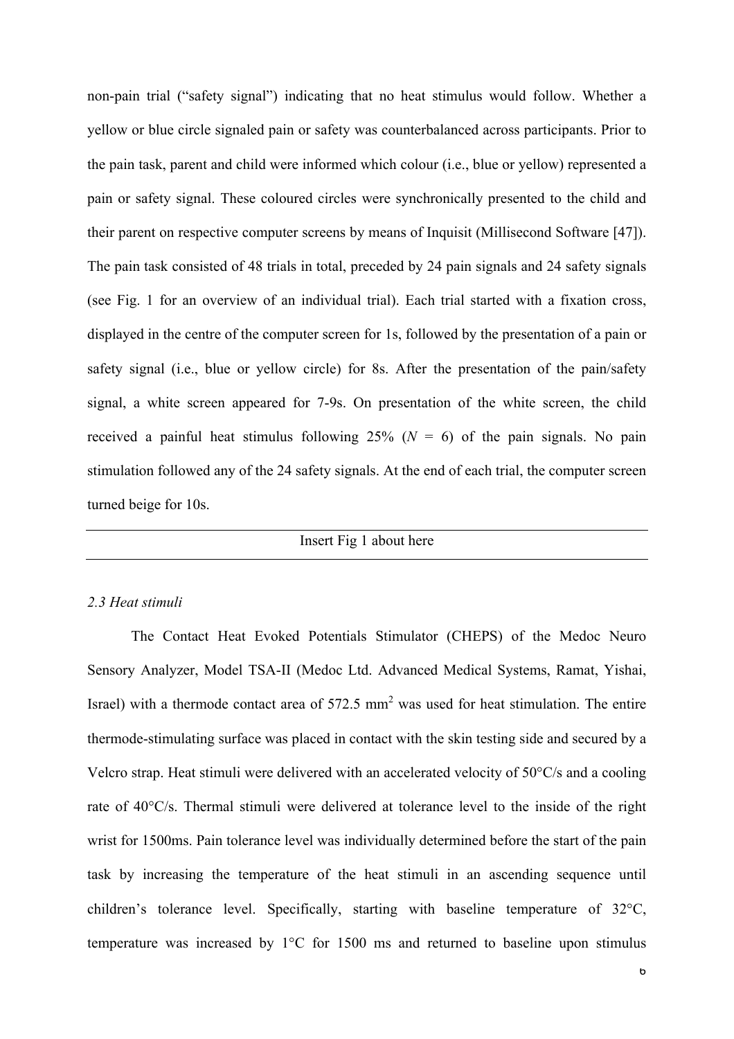non-pain trial ("safety signal") indicating that no heat stimulus would follow. Whether a yellow or blue circle signaled pain or safety was counterbalanced across participants. Prior to the pain task, parent and child were informed which colour (i.e., blue or yellow) represented a pain or safety signal. These coloured circles were synchronically presented to the child and their parent on respective computer screens by means of Inquisit (Millisecond Software [47]). The pain task consisted of 48 trials in total, preceded by 24 pain signals and 24 safety signals (see Fig. 1 for an overview of an individual trial). Each trial started with a fixation cross, displayed in the centre of the computer screen for 1s, followed by the presentation of a pain or safety signal (i.e., blue or yellow circle) for 8s. After the presentation of the pain/safety signal, a white screen appeared for 7-9s. On presentation of the white screen, the child received a painful heat stimulus following 25% ($N$ = 6) of the pain signals. No pain stimulation followed any of the 24 safety signals. At the end of each trial, the computer screen turned beige for 10s.

---

Insert Fig 1 about here

---

*2.3 Heat stimuli*

The Contact Heat Evoked Potentials Stimulator (CHEPS) of the Medoc Neuro Sensory Analyzer, Model TSA-II (Medoc Ltd. Advanced Medical Systems, Ramat, Yishai, Israel) with a thermode contact area of 572.5 mm$^2$ was used for heat stimulation. The entire thermode-stimulating surface was placed in contact with the skin testing side and secured by a Velcro strap. Heat stimuli were delivered with an accelerated velocity of 50°C/s and a cooling rate of 40°C/s. Thermal stimuli were delivered at tolerance level to the inside of the right wrist for 1500ms. Pain tolerance level was individually determined before the start of the pain task by increasing the temperature of the heat stimuli in an ascending sequence until children's tolerance level. Specifically, starting with baseline temperature of 32°C, temperature was increased by 1°C for 1500 ms and returned to baseline upon stimulus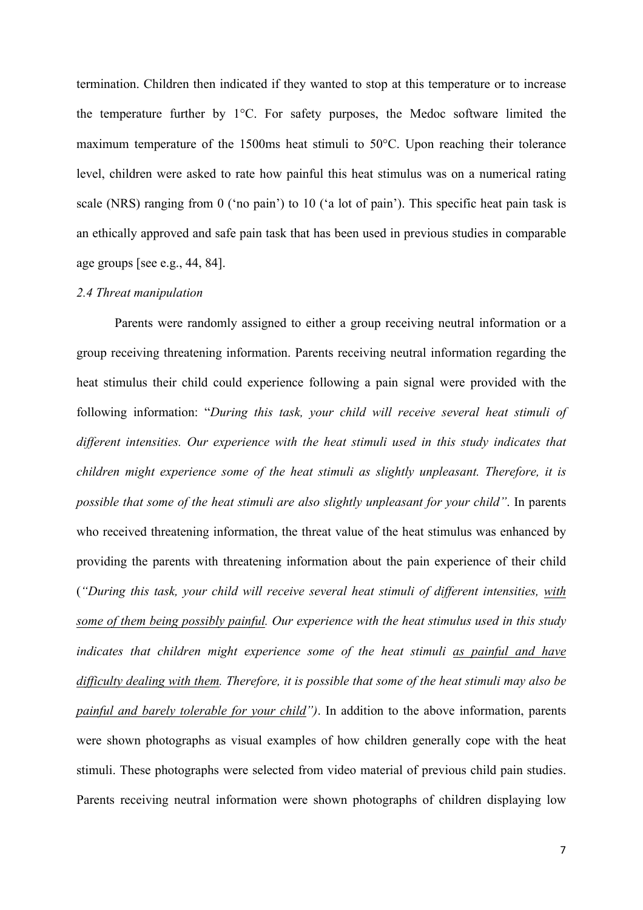termination. Children then indicated if they wanted to stop at this temperature or to increase the temperature further by 1°C. For safety purposes, the Medoc software limited the maximum temperature of the 1500ms heat stimuli to 50°C. Upon reaching their tolerance level, children were asked to rate how painful this heat stimulus was on a numerical rating scale (NRS) ranging from 0 ('no pain') to 10 ('a lot of pain'). This specific heat pain task is an ethically approved and safe pain task that has been used in previous studies in comparable age groups [see e.g., 44, 84].

### *2.4 Threat manipulation*

Parents were randomly assigned to either a group receiving neutral information or a group receiving threatening information. Parents receiving neutral information regarding the heat stimulus their child could experience following a pain signal were provided with the following information: "*During this task, your child will receive several heat stimuli of different intensities. Our experience with the heat stimuli used in this study indicates that children might experience some of the heat stimuli as slightly unpleasant. Therefore, it is possible that some of the heat stimuli are also slightly unpleasant for your child"*. In parents who received threatening information, the threat value of the heat stimulus was enhanced by providing the parents with threatening information about the pain experience of their child (*"During this task, your child will receive several heat stimuli of different intensities, <u>with some of them being possibly painful</u>. Our experience with the heat stimulus used in this study indicates that children might experience some of the heat stimuli <u>as painful and have difficulty dealing with them</u>. Therefore, it is possible that some of the heat stimuli may also be <u>painful and barely tolerable for your child</u>")*. In addition to the above information, parents were shown photographs as visual examples of how children generally cope with the heat stimuli. These photographs were selected from video material of previous child pain studies. Parents receiving neutral information were shown photographs of children displaying low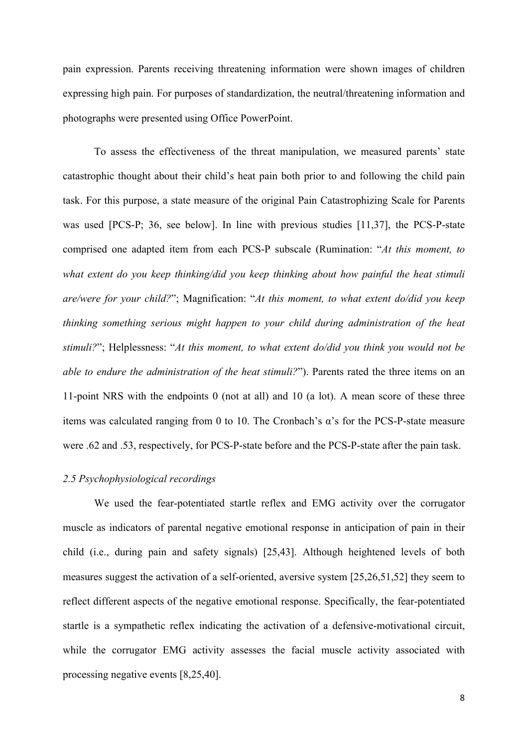pain expression. Parents receiving threatening information were shown images of children expressing high pain. For purposes of standardization, the neutral/threatening information and photographs were presented using Office PowerPoint.

To assess the effectiveness of the threat manipulation, we measured parents' state catastrophic thought about their child's heat pain both prior to and following the child pain task. For this purpose, a state measure of the original Pain Catastrophizing Scale for Parents was used [PCS-P; 36, see below]. In line with previous studies [11,37], the PCS-P-state comprised one adapted item from each PCS-P subscale (Rumination: "*At this moment, to what extent do you keep thinking/did you keep thinking about how painful the heat stimuli are/were for your child?*"; Magnification: "*At this moment, to what extent do/did you keep thinking something serious might happen to your child during administration of the heat stimuli?*"; Helplessness: "*At this moment, to what extent do/did you think you would not be able to endure the administration of the heat stimuli?*"). Parents rated the three items on an 11-point NRS with the endpoints 0 (not at all) and 10 (a lot). A mean score of these three items was calculated ranging from 0 to 10. The Cronbach's $\alpha$'s for the PCS-P-state measure were .62 and .53, respectively, for PCS-P-state before and the PCS-P-state after the pain task.

### *2.5 Psychophysiological recordings*

We used the fear-potentiated startle reflex and EMG activity over the corrugator muscle as indicators of parental negative emotional response in anticipation of pain in their child (i.e., during pain and safety signals) [25,43]. Although heightened levels of both measures suggest the activation of a self-oriented, aversive system [25,26,51,52] they seem to reflect different aspects of the negative emotional response. Specifically, the fear-potentiated startle is a sympathetic reflex indicating the activation of a defensive-motivational circuit, while the corrugator EMG activity assesses the facial muscle activity associated with processing negative events [8,25,40].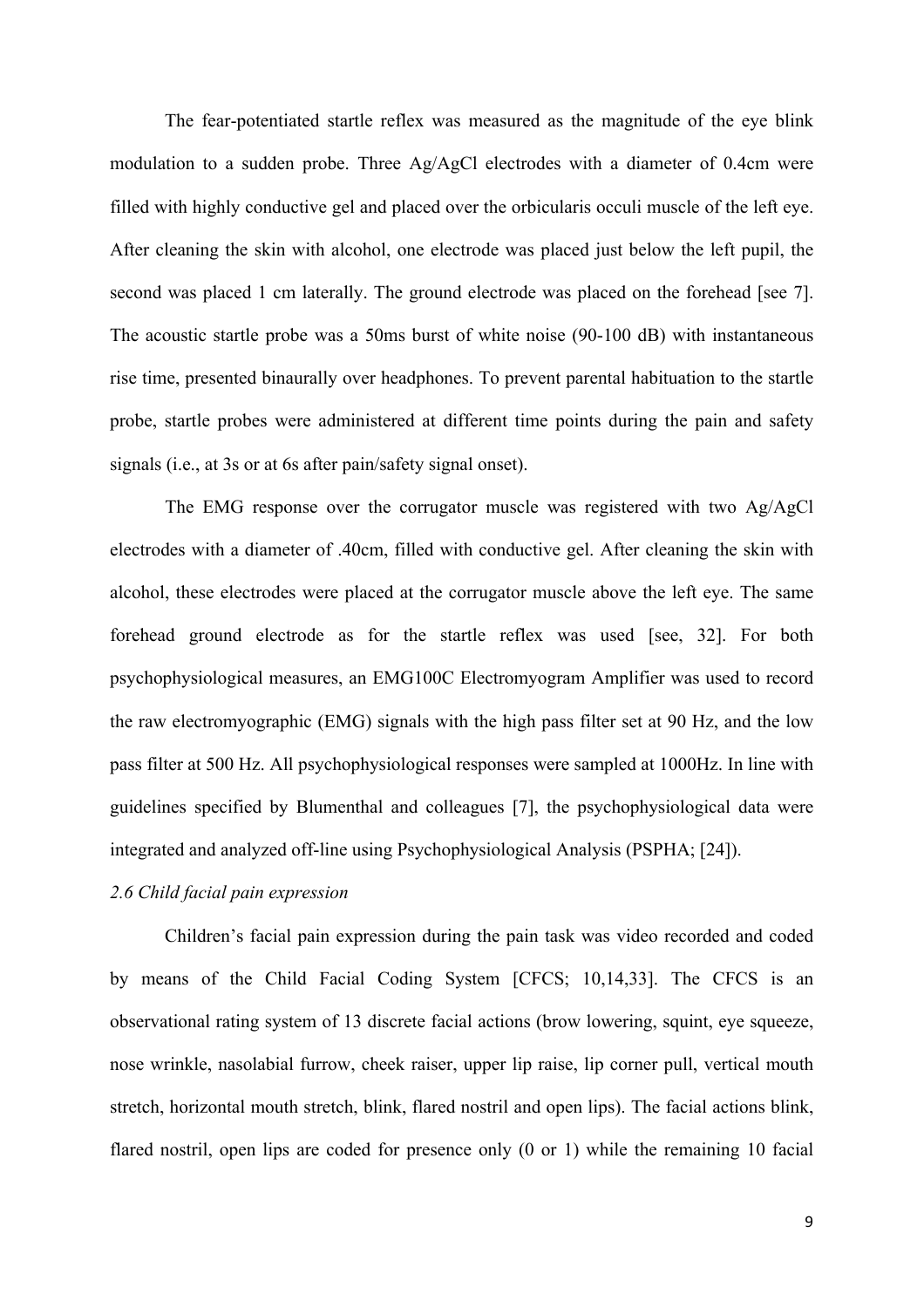The fear-potentiated startle reflex was measured as the magnitude of the eye blink modulation to a sudden probe. Three Ag/AgCl electrodes with a diameter of 0.4cm were filled with highly conductive gel and placed over the orbicularis occuli muscle of the left eye. After cleaning the skin with alcohol, one electrode was placed just below the left pupil, the second was placed 1 cm laterally. The ground electrode was placed on the forehead [see 7]. The acoustic startle probe was a 50ms burst of white noise (90-100 dB) with instantaneous rise time, presented binaurally over headphones. To prevent parental habituation to the startle probe, startle probes were administered at different time points during the pain and safety signals (i.e., at 3s or at 6s after pain/safety signal onset).

The EMG response over the corrugator muscle was registered with two Ag/AgCl electrodes with a diameter of .40cm, filled with conductive gel. After cleaning the skin with alcohol, these electrodes were placed at the corrugator muscle above the left eye. The same forehead ground electrode as for the startle reflex was used [see, 32]. For both psychophysiological measures, an EMG100C Electromyogram Amplifier was used to record the raw electromyographic (EMG) signals with the high pass filter set at 90 Hz, and the low pass filter at 500 Hz. All psychophysiological responses were sampled at 1000Hz. In line with guidelines specified by Blumenthal and colleagues [7], the psychophysiological data were integrated and analyzed off-line using Psychophysiological Analysis (PSPHA; [24]).

### *2.6 Child facial pain expression*

Children's facial pain expression during the pain task was video recorded and coded by means of the Child Facial Coding System [CFCS; 10,14,33]. The CFCS is an observational rating system of 13 discrete facial actions (brow lowering, squint, eye squeeze, nose wrinkle, nasolabial furrow, cheek raiser, upper lip raise, lip corner pull, vertical mouth stretch, horizontal mouth stretch, blink, flared nostril and open lips). The facial actions blink, flared nostril, open lips are coded for presence only (0 or 1) while the remaining 10 facial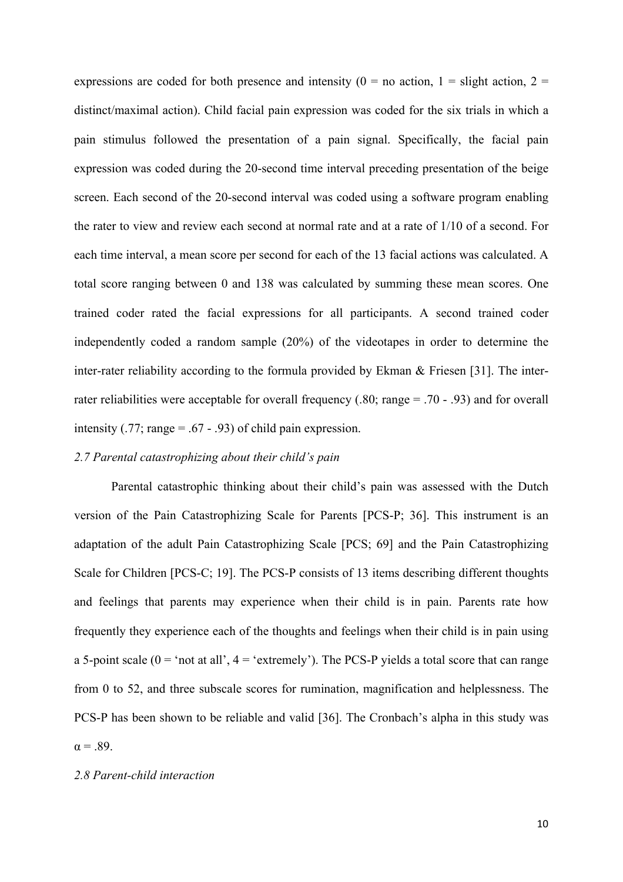expressions are coded for both presence and intensity (0 = no action, 1 = slight action, 2 = distinct/maximal action). Child facial pain expression was coded for the six trials in which a pain stimulus followed the presentation of a pain signal. Specifically, the facial pain expression was coded during the 20-second time interval preceding presentation of the beige screen. Each second of the 20-second interval was coded using a software program enabling the rater to view and review each second at normal rate and at a rate of 1/10 of a second. For each time interval, a mean score per second for each of the 13 facial actions was calculated. A total score ranging between 0 and 138 was calculated by summing these mean scores. One trained coder rated the facial expressions for all participants. A second trained coder independently coded a random sample (20%) of the videotapes in order to determine the inter-rater reliability according to the formula provided by Ekman & Friesen [31]. The inter-rater reliabilities were acceptable for overall frequency (.80; range = .70 - .93) and for overall intensity (.77; range = .67 - .93) of child pain expression.

### *2.7 Parental catastrophizing about their child's pain*

Parental catastrophic thinking about their child's pain was assessed with the Dutch version of the Pain Catastrophizing Scale for Parents [PCS-P; 36]. This instrument is an adaptation of the adult Pain Catastrophizing Scale [PCS; 69] and the Pain Catastrophizing Scale for Children [PCS-C; 19]. The PCS-P consists of 13 items describing different thoughts and feelings that parents may experience when their child is in pain. Parents rate how frequently they experience each of the thoughts and feelings when their child is in pain using a 5-point scale (0 = 'not at all', 4 = 'extremely'). The PCS-P yields a total score that can range from 0 to 52, and three subscale scores for rumination, magnification and helplessness. The PCS-P has been shown to be reliable and valid [36]. The Cronbach's alpha in this study was $\alpha = .89$.

### *2.8 Parent-child interaction*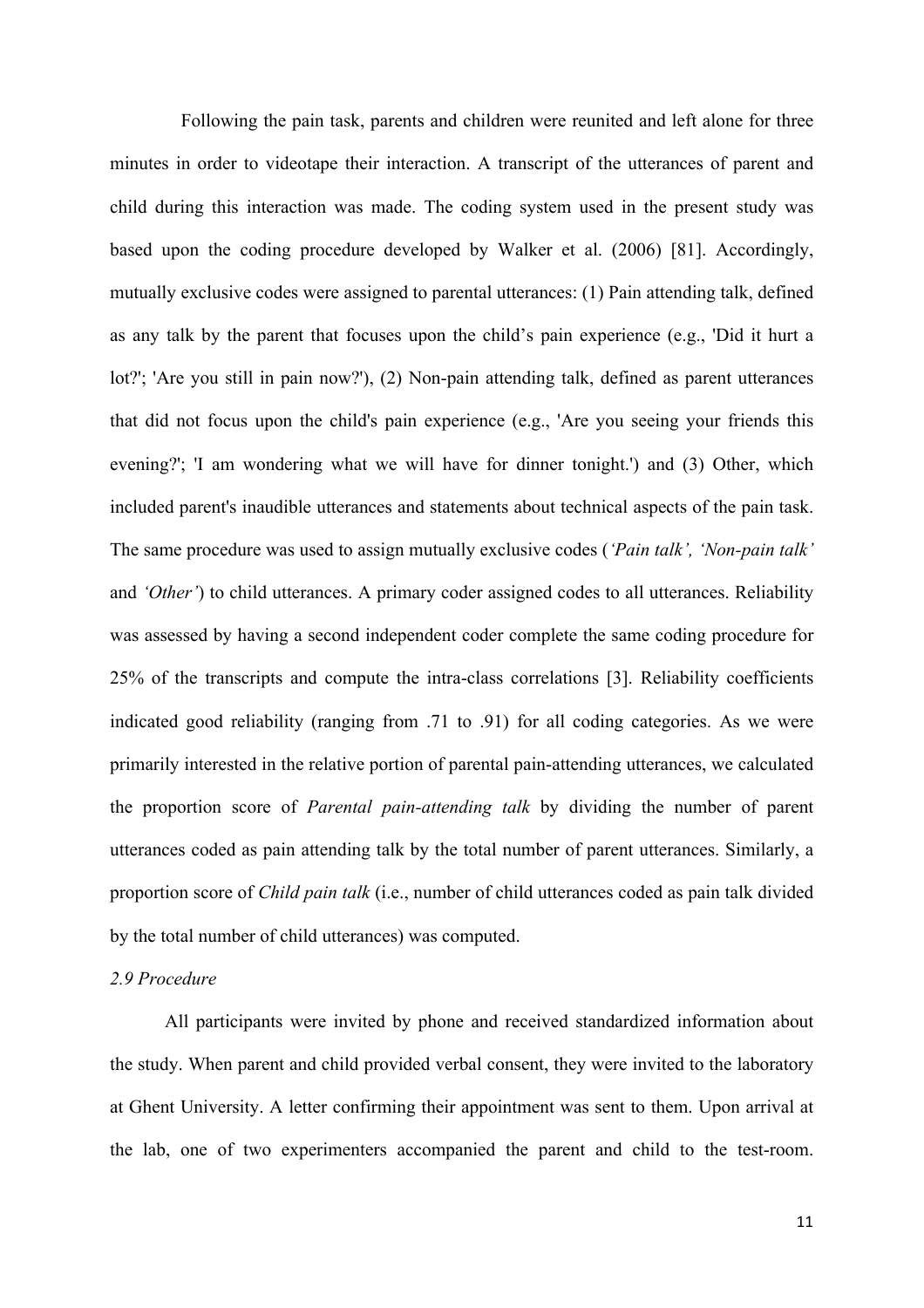Following the pain task, parents and children were reunited and left alone for three minutes in order to videotape their interaction. A transcript of the utterances of parent and child during this interaction was made. The coding system used in the present study was based upon the coding procedure developed by Walker et al. (2006) [81]. Accordingly, mutually exclusive codes were assigned to parental utterances: (1) Pain attending talk, defined as any talk by the parent that focuses upon the child's pain experience (e.g., 'Did it hurt a lot?'; 'Are you still in pain now?'), (2) Non-pain attending talk, defined as parent utterances that did not focus upon the child's pain experience (e.g., 'Are you seeing your friends this evening?'; 'I am wondering what we will have for dinner tonight.') and (3) Other, which included parent's inaudible utterances and statements about technical aspects of the pain task. The same procedure was used to assign mutually exclusive codes (*'Pain talk', 'Non-pain talk'* and *'Other'*) to child utterances. A primary coder assigned codes to all utterances. Reliability was assessed by having a second independent coder complete the same coding procedure for 25% of the transcripts and compute the intra-class correlations [3]. Reliability coefficients indicated good reliability (ranging from .71 to .91) for all coding categories. As we were primarily interested in the relative portion of parental pain-attending utterances, we calculated the proportion score of *Parental pain-attending talk* by dividing the number of parent utterances coded as pain attending talk by the total number of parent utterances. Similarly, a proportion score of *Child pain talk* (i.e., number of child utterances coded as pain talk divided by the total number of child utterances) was computed.

*2.9 Procedure*

All participants were invited by phone and received standardized information about the study. When parent and child provided verbal consent, they were invited to the laboratory at Ghent University. A letter confirming their appointment was sent to them. Upon arrival at the lab, one of two experimenters accompanied the parent and child to the test-room.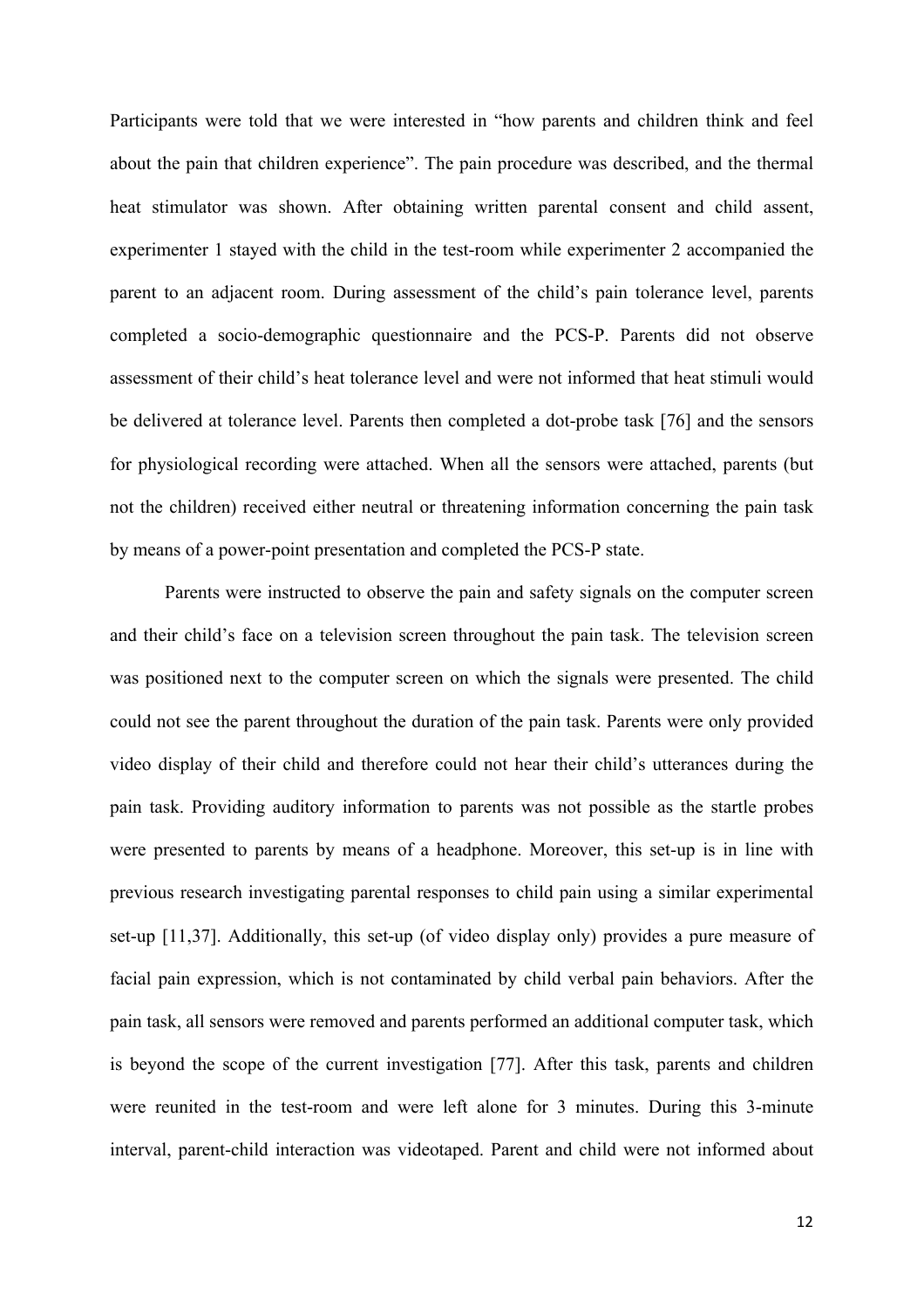Participants were told that we were interested in "how parents and children think and feel about the pain that children experience". The pain procedure was described, and the thermal heat stimulator was shown. After obtaining written parental consent and child assent, experimenter 1 stayed with the child in the test-room while experimenter 2 accompanied the parent to an adjacent room. During assessment of the child's pain tolerance level, parents completed a socio-demographic questionnaire and the PCS-P. Parents did not observe assessment of their child's heat tolerance level and were not informed that heat stimuli would be delivered at tolerance level. Parents then completed a dot-probe task [76] and the sensors for physiological recording were attached. When all the sensors were attached, parents (but not the children) received either neutral or threatening information concerning the pain task by means of a power-point presentation and completed the PCS-P state.

Parents were instructed to observe the pain and safety signals on the computer screen and their child's face on a television screen throughout the pain task. The television screen was positioned next to the computer screen on which the signals were presented. The child could not see the parent throughout the duration of the pain task. Parents were only provided video display of their child and therefore could not hear their child's utterances during the pain task. Providing auditory information to parents was not possible as the startle probes were presented to parents by means of a headphone. Moreover, this set-up is in line with previous research investigating parental responses to child pain using a similar experimental set-up [11,37]. Additionally, this set-up (of video display only) provides a pure measure of facial pain expression, which is not contaminated by child verbal pain behaviors. After the pain task, all sensors were removed and parents performed an additional computer task, which is beyond the scope of the current investigation [77]. After this task, parents and children were reunited in the test-room and were left alone for 3 minutes. During this 3-minute interval, parent-child interaction was videotaped. Parent and child were not informed about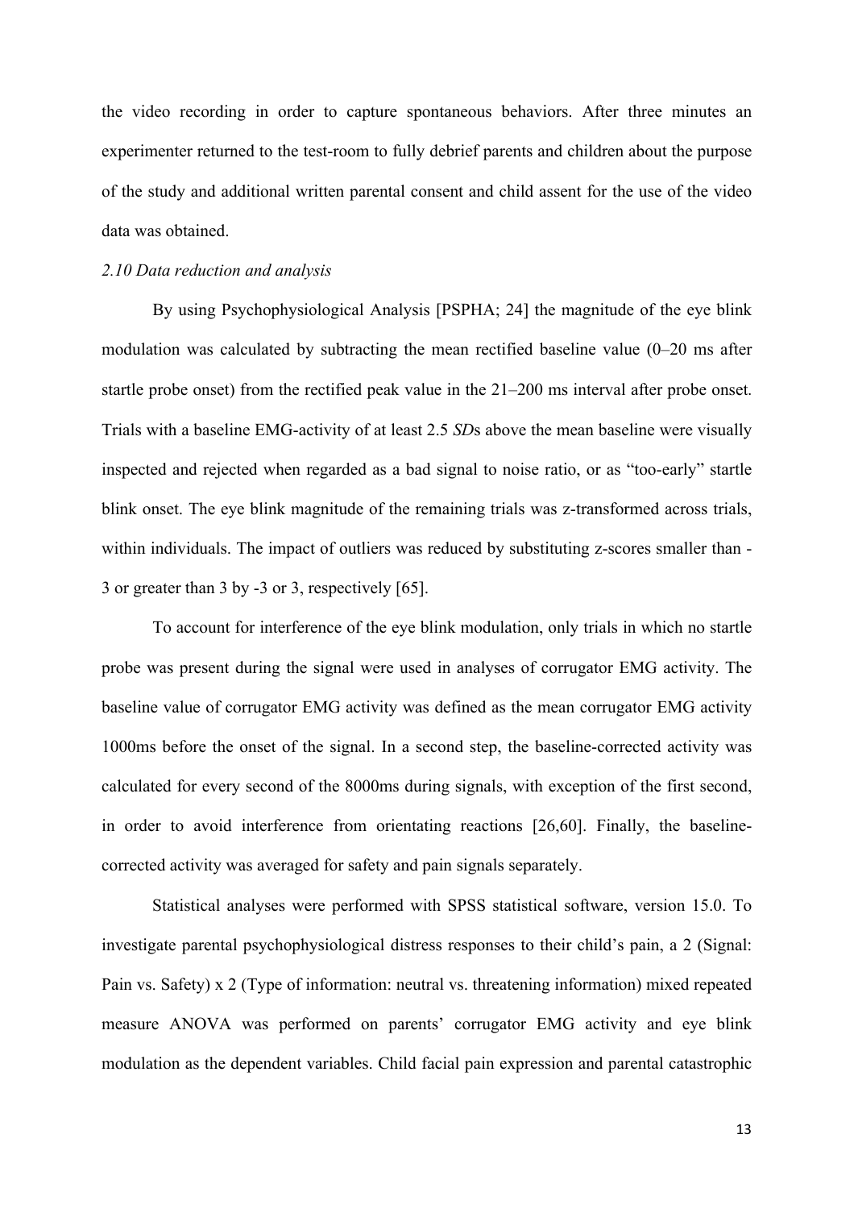the video recording in order to capture spontaneous behaviors. After three minutes an experimenter returned to the test-room to fully debrief parents and children about the purpose of the study and additional written parental consent and child assent for the use of the video data was obtained.

*2.10 Data reduction and analysis*

By using Psychophysiological Analysis [PSPHA; 24] the magnitude of the eye blink modulation was calculated by subtracting the mean rectified baseline value (0–20 ms after startle probe onset) from the rectified peak value in the 21–200 ms interval after probe onset. Trials with a baseline EMG-activity of at least 2.5 *SD*s above the mean baseline were visually inspected and rejected when regarded as a bad signal to noise ratio, or as "too-early" startle blink onset. The eye blink magnitude of the remaining trials was z-transformed across trials, within individuals. The impact of outliers was reduced by substituting z-scores smaller than -3 or greater than 3 by -3 or 3, respectively [65].

To account for interference of the eye blink modulation, only trials in which no startle probe was present during the signal were used in analyses of corrugator EMG activity. The baseline value of corrugator EMG activity was defined as the mean corrugator EMG activity 1000ms before the onset of the signal. In a second step, the baseline-corrected activity was calculated for every second of the 8000ms during signals, with exception of the first second, in order to avoid interference from orientating reactions [26,60]. Finally, the baseline-corrected activity was averaged for safety and pain signals separately.

Statistical analyses were performed with SPSS statistical software, version 15.0. To investigate parental psychophysiological distress responses to their child's pain, a 2 (Signal: Pain vs. Safety) x 2 (Type of information: neutral vs. threatening information) mixed repeated measure ANOVA was performed on parents' corrugator EMG activity and eye blink modulation as the dependent variables. Child facial pain expression and parental catastrophic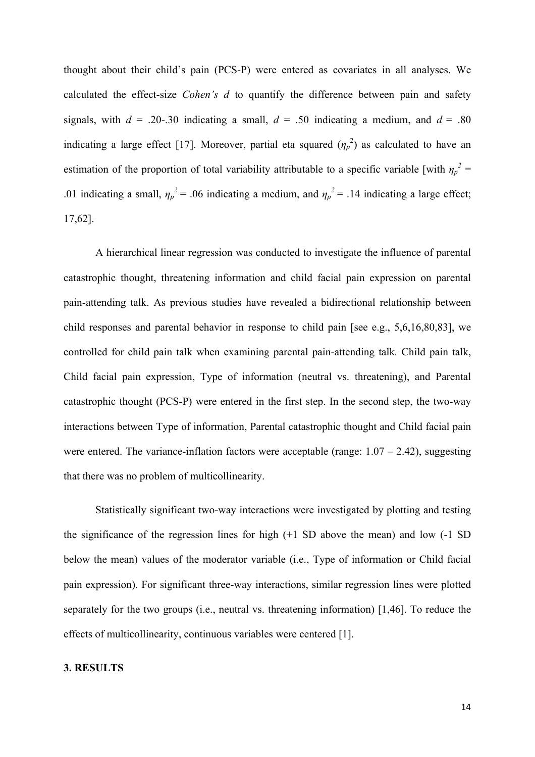thought about their child's pain (PCS-P) were entered as covariates in all analyses. We calculated the effect-size *Cohen's d* to quantify the difference between pain and safety signals, with $d$ = .20-.30 indicating a small, $d$ = .50 indicating a medium, and $d$ = .80 indicating a large effect [17]. Moreover, partial eta squared ($\eta_p^2$) as calculated to have an estimation of the proportion of total variability attributable to a specific variable [with $\eta_p^2$ = .01 indicating a small, $\eta_p^2$ = .06 indicating a medium, and $\eta_p^2$ = .14 indicating a large effect; 17,62].

A hierarchical linear regression was conducted to investigate the influence of parental catastrophic thought, threatening information and child facial pain expression on parental pain-attending talk. As previous studies have revealed a bidirectional relationship between child responses and parental behavior in response to child pain [see e.g., 5,6,16,80,83], we controlled for child pain talk when examining parental pain-attending talk. Child pain talk, Child facial pain expression, Type of information (neutral vs. threatening), and Parental catastrophic thought (PCS-P) were entered in the first step. In the second step, the two-way interactions between Type of information, Parental catastrophic thought and Child facial pain were entered. The variance-inflation factors were acceptable (range: 1.07 – 2.42), suggesting that there was no problem of multicollinearity.

Statistically significant two-way interactions were investigated by plotting and testing the significance of the regression lines for high (+1 SD above the mean) and low (-1 SD below the mean) values of the moderator variable (i.e., Type of information or Child facial pain expression). For significant three-way interactions, similar regression lines were plotted separately for the two groups (i.e., neutral vs. threatening information) [1,46]. To reduce the effects of multicollinearity, continuous variables were centered [1].

## 3. RESULTS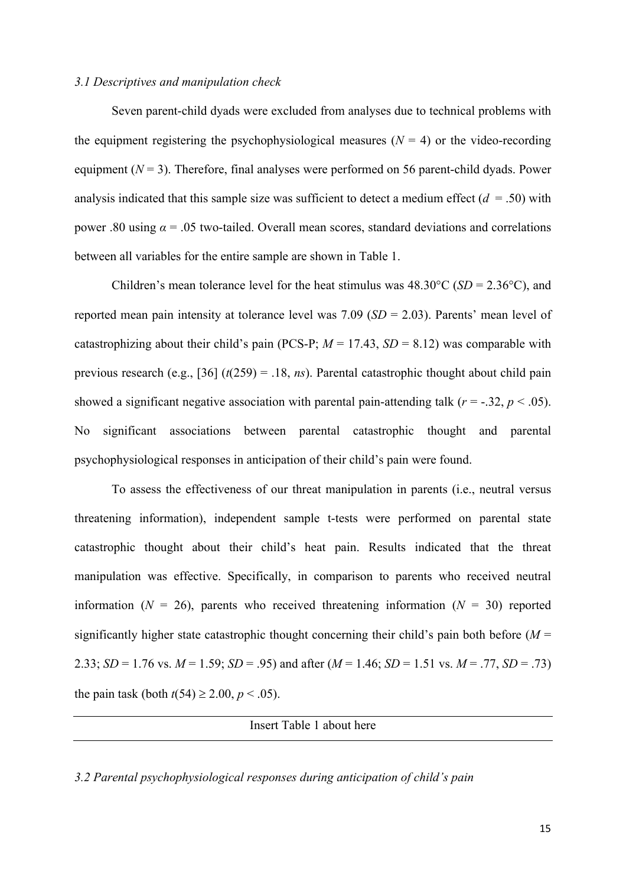*3.1 Descriptives and manipulation check*

Seven parent-child dyads were excluded from analyses due to technical problems with the equipment registering the psychophysiological measures ($N = 4$) or the video-recording equipment ($N = 3$). Therefore, final analyses were performed on 56 parent-child dyads. Power analysis indicated that this sample size was sufficient to detect a medium effect ($d = .50$) with power .80 using $\alpha = .05$ two-tailed. Overall mean scores, standard deviations and correlations between all variables for the entire sample are shown in Table 1.

Children's mean tolerance level for the heat stimulus was 48.30°C ($SD = 2.36$°C), and reported mean pain intensity at tolerance level was 7.09 ($SD = 2.03$). Parents' mean level of catastrophizing about their child's pain (PCS-P; $M = 17.43$, $SD = 8.12$) was comparable with previous research (e.g., [36] ($t(259) = .18$, *ns*). Parental catastrophic thought about child pain showed a significant negative association with parental pain-attending talk ($r = -.32$, $p < .05$). No significant associations between parental catastrophic thought and parental psychophysiological responses in anticipation of their child's pain were found.

To assess the effectiveness of our threat manipulation in parents (i.e., neutral versus threatening information), independent sample t-tests were performed on parental state catastrophic thought about their child's heat pain. Results indicated that the threat manipulation was effective. Specifically, in comparison to parents who received neutral information ($N = 26$), parents who received threatening information ($N = 30$) reported significantly higher state catastrophic thought concerning their child's pain both before ($M = 2.33$; $SD = 1.76$ vs. $M = 1.59$; $SD = .95$) and after ($M = 1.46$; $SD = 1.51$ vs. $M = .77$, $SD = .73$) the pain task (both $t(54) \geq 2.00$, $p < .05$).

Insert Table 1 about here

*3.2 Parental psychophysiological responses during anticipation of child's pain*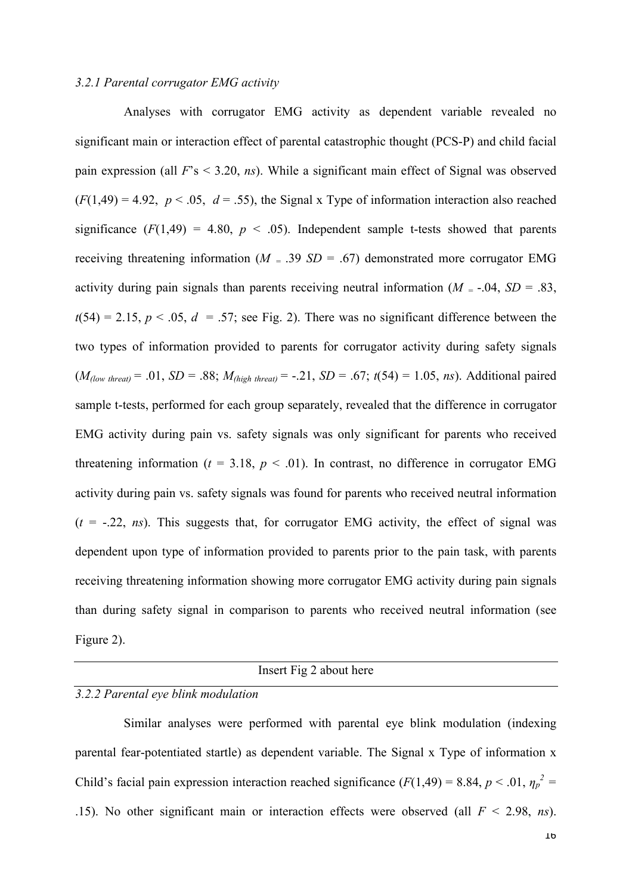*3.2.1 Parental corrugator EMG activity*

Analyses with corrugator EMG activity as dependent variable revealed no significant main or interaction effect of parental catastrophic thought (PCS-P) and child facial pain expression (all *F*'s < 3.20, *ns*). While a significant main effect of Signal was observed ($F(1,49) = 4.92$, $p < .05$, $d = .55$), the Signal x Type of information interaction also reached significance ($F(1,49) = 4.80$, $p < .05$). Independent sample t-tests showed that parents receiving threatening information ($M = .39$ $SD = .67$) demonstrated more corrugator EMG activity during pain signals than parents receiving neutral information ($M = -.04$, $SD = .83$, $t(54) = 2.15$, $p < .05$, $d = .57$; see Fig. 2). There was no significant difference between the two types of information provided to parents for corrugator activity during safety signals ($M_{(low\ threat)} = .01$, $SD = .88$; $M_{(high\ threat)} = -.21$, $SD = .67$; $t(54) = 1.05$, *ns*). Additional paired sample t-tests, performed for each group separately, revealed that the difference in corrugator EMG activity during pain vs. safety signals was only significant for parents who received threatening information ($t = 3.18$, $p < .01$). In contrast, no difference in corrugator EMG activity during pain vs. safety signals was found for parents who received neutral information ($t = -.22$, *ns*). This suggests that, for corrugator EMG activity, the effect of signal was dependent upon type of information provided to parents prior to the pain task, with parents receiving threatening information showing more corrugator EMG activity during pain signals than during safety signal in comparison to parents who received neutral information (see Figure 2).

Insert Fig 2 about here

*3.2.2 Parental eye blink modulation*

Similar analyses were performed with parental eye blink modulation (indexing parental fear-potentiated startle) as dependent variable. The Signal x Type of information x Child's facial pain expression interaction reached significance ($F(1,49) = 8.84$, $p < .01$, $\eta_p^2 = .15$). No other significant main or interaction effects were observed (all $F < 2.98$, *ns*).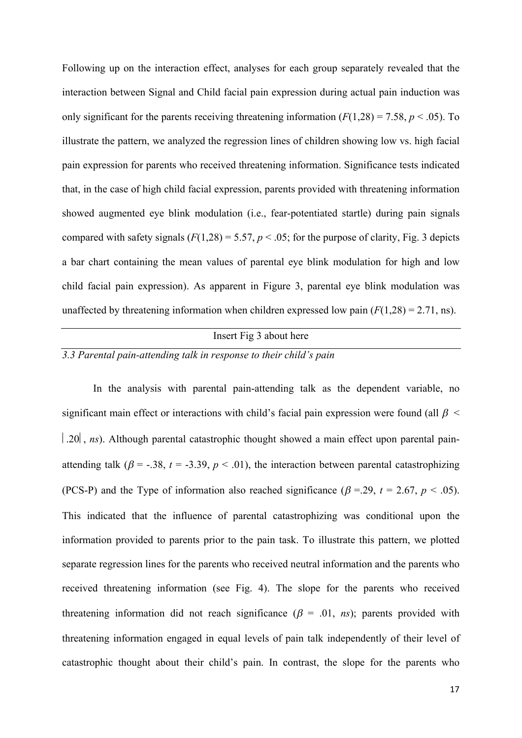Following up on the interaction effect, analyses for each group separately revealed that the interaction between Signal and Child facial pain expression during actual pain induction was only significant for the parents receiving threatening information ($F(1,28) = 7.58$, $p < .05$). To illustrate the pattern, we analyzed the regression lines of children showing low vs. high facial pain expression for parents who received threatening information. Significance tests indicated that, in the case of high child facial expression, parents provided with threatening information showed augmented eye blink modulation (i.e., fear-potentiated startle) during pain signals compared with safety signals ($F(1,28) = 5.57$, $p < .05$; for the purpose of clarity, Fig. 3 depicts a bar chart containing the mean values of parental eye blink modulation for high and low child facial pain expression). As apparent in Figure 3, parental eye blink modulation was unaffected by threatening information when children expressed low pain ($F(1,28) = 2.71$, ns).

Insert Fig 3 about here

*3.3 Parental pain-attending talk in response to their child's pain*

In the analysis with parental pain-attending talk as the dependent variable, no significant main effect or interactions with child's facial pain expression were found (all $\beta < |.20|$, *ns*). Although parental catastrophic thought showed a main effect upon parental pain-attending talk ($\beta = -.38$, $t = -3.39$, $p < .01$), the interaction between parental catastrophizing (PCS-P) and the Type of information also reached significance ($\beta = .29$, $t = 2.67$, $p < .05$). This indicated that the influence of parental catastrophizing was conditional upon the information provided to parents prior to the pain task. To illustrate this pattern, we plotted separate regression lines for the parents who received neutral information and the parents who received threatening information (see Fig. 4). The slope for the parents who received threatening information did not reach significance ($\beta = .01$, *ns*); parents provided with threatening information engaged in equal levels of pain talk independently of their level of catastrophic thought about their child's pain. In contrast, the slope for the parents who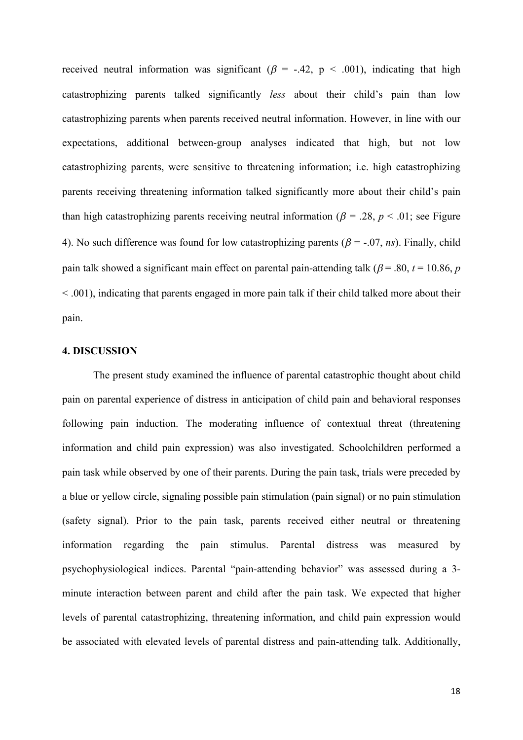received neutral information was significant ($\beta$ = -.42, p < .001), indicating that high catastrophizing parents talked significantly *less* about their child's pain than low catastrophizing parents when parents received neutral information. However, in line with our expectations, additional between-group analyses indicated that high, but not low catastrophizing parents, were sensitive to threatening information; i.e. high catastrophizing parents receiving threatening information talked significantly more about their child's pain than high catastrophizing parents receiving neutral information ($\beta$ = .28, $p$ < .01; see Figure 4). No such difference was found for low catastrophizing parents ($\beta$ = -.07, *ns*). Finally, child pain talk showed a significant main effect on parental pain-attending talk ($\beta$ = .80, $t$ = 10.86, $p$ < .001), indicating that parents engaged in more pain talk if their child talked more about their pain.

## 4. DISCUSSION

The present study examined the influence of parental catastrophic thought about child pain on parental experience of distress in anticipation of child pain and behavioral responses following pain induction. The moderating influence of contextual threat (threatening information and child pain expression) was also investigated. Schoolchildren performed a pain task while observed by one of their parents. During the pain task, trials were preceded by a blue or yellow circle, signaling possible pain stimulation (pain signal) or no pain stimulation (safety signal). Prior to the pain task, parents received either neutral or threatening information regarding the pain stimulus. Parental distress was measured by psychophysiological indices. Parental "pain-attending behavior" was assessed during a 3-minute interaction between parent and child after the pain task. We expected that higher levels of parental catastrophizing, threatening information, and child pain expression would be associated with elevated levels of parental distress and pain-attending talk. Additionally,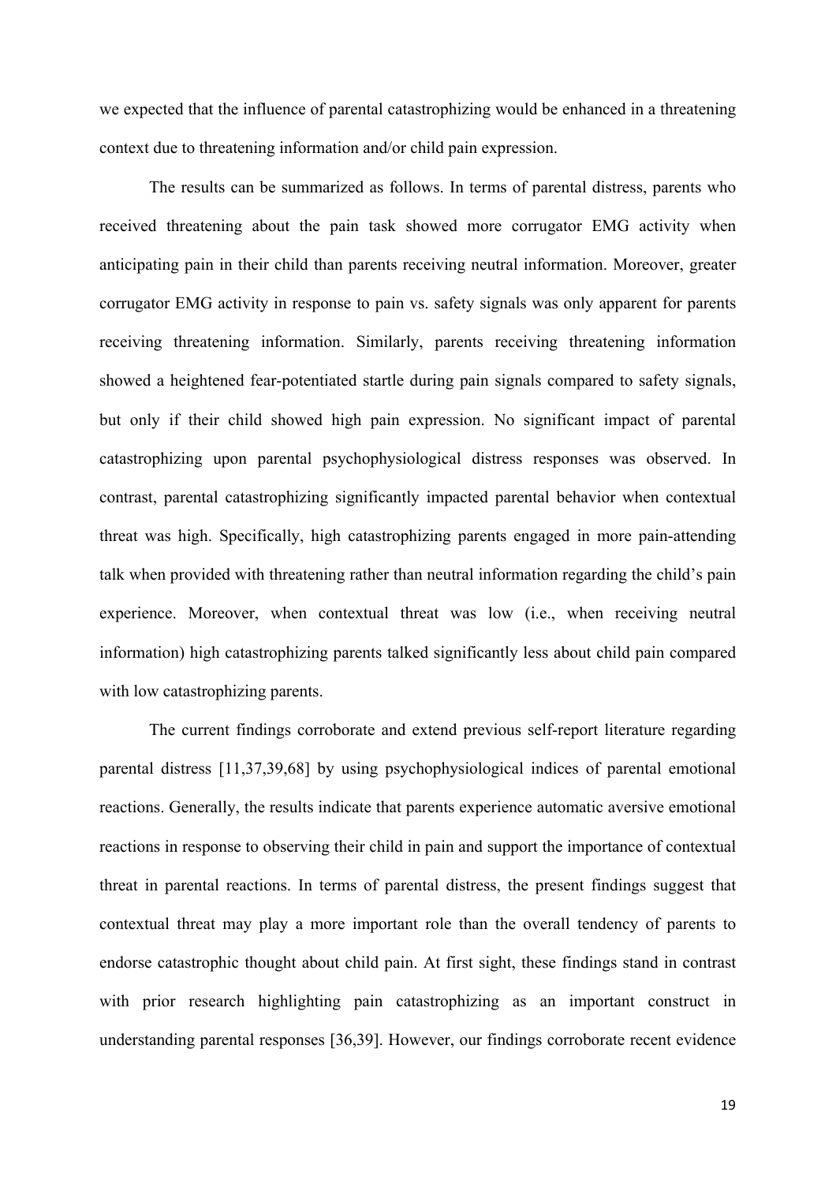we expected that the influence of parental catastrophizing would be enhanced in a threatening context due to threatening information and/or child pain expression.

The results can be summarized as follows. In terms of parental distress, parents who received threatening about the pain task showed more corrugator EMG activity when anticipating pain in their child than parents receiving neutral information. Moreover, greater corrugator EMG activity in response to pain vs. safety signals was only apparent for parents receiving threatening information. Similarly, parents receiving threatening information showed a heightened fear-potentiated startle during pain signals compared to safety signals, but only if their child showed high pain expression. No significant impact of parental catastrophizing upon parental psychophysiological distress responses was observed. In contrast, parental catastrophizing significantly impacted parental behavior when contextual threat was high. Specifically, high catastrophizing parents engaged in more pain-attending talk when provided with threatening rather than neutral information regarding the child's pain experience. Moreover, when contextual threat was low (i.e., when receiving neutral information) high catastrophizing parents talked significantly less about child pain compared with low catastrophizing parents.

The current findings corroborate and extend previous self-report literature regarding parental distress [11,37,39,68] by using psychophysiological indices of parental emotional reactions. Generally, the results indicate that parents experience automatic aversive emotional reactions in response to observing their child in pain and support the importance of contextual threat in parental reactions. In terms of parental distress, the present findings suggest that contextual threat may play a more important role than the overall tendency of parents to endorse catastrophic thought about child pain. At first sight, these findings stand in contrast with prior research highlighting pain catastrophizing as an important construct in understanding parental responses [36,39]. However, our findings corroborate recent evidence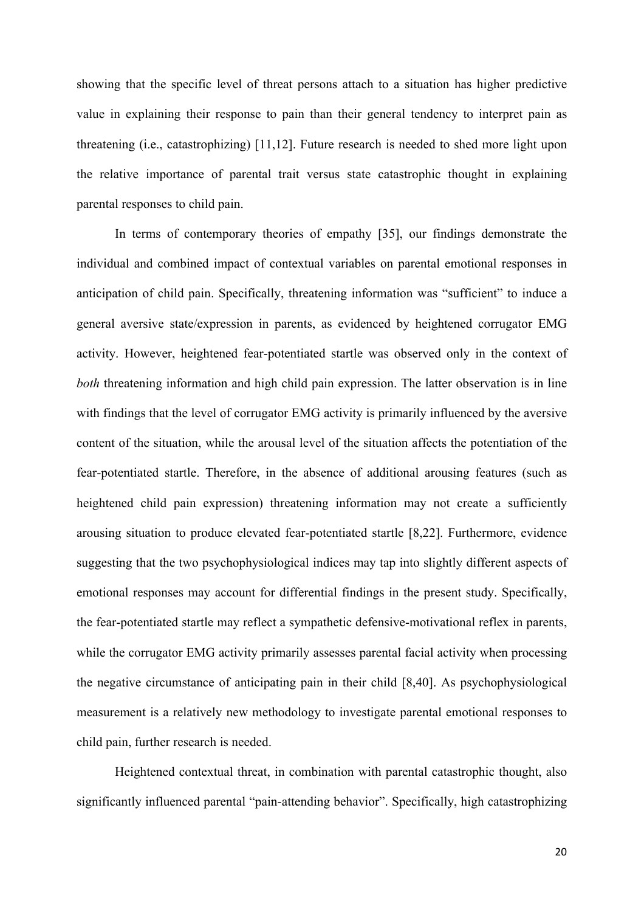showing that the specific level of threat persons attach to a situation has higher predictive value in explaining their response to pain than their general tendency to interpret pain as threatening (i.e., catastrophizing) [11,12]. Future research is needed to shed more light upon the relative importance of parental trait versus state catastrophic thought in explaining parental responses to child pain.

In terms of contemporary theories of empathy [35], our findings demonstrate the individual and combined impact of contextual variables on parental emotional responses in anticipation of child pain. Specifically, threatening information was "sufficient" to induce a general aversive state/expression in parents, as evidenced by heightened corrugator EMG activity. However, heightened fear-potentiated startle was observed only in the context of *both* threatening information and high child pain expression. The latter observation is in line with findings that the level of corrugator EMG activity is primarily influenced by the aversive content of the situation, while the arousal level of the situation affects the potentiation of the fear-potentiated startle. Therefore, in the absence of additional arousing features (such as heightened child pain expression) threatening information may not create a sufficiently arousing situation to produce elevated fear-potentiated startle [8,22]. Furthermore, evidence suggesting that the two psychophysiological indices may tap into slightly different aspects of emotional responses may account for differential findings in the present study. Specifically, the fear-potentiated startle may reflect a sympathetic defensive-motivational reflex in parents, while the corrugator EMG activity primarily assesses parental facial activity when processing the negative circumstance of anticipating pain in their child [8,40]. As psychophysiological measurement is a relatively new methodology to investigate parental emotional responses to child pain, further research is needed.

Heightened contextual threat, in combination with parental catastrophic thought, also significantly influenced parental "pain-attending behavior". Specifically, high catastrophizing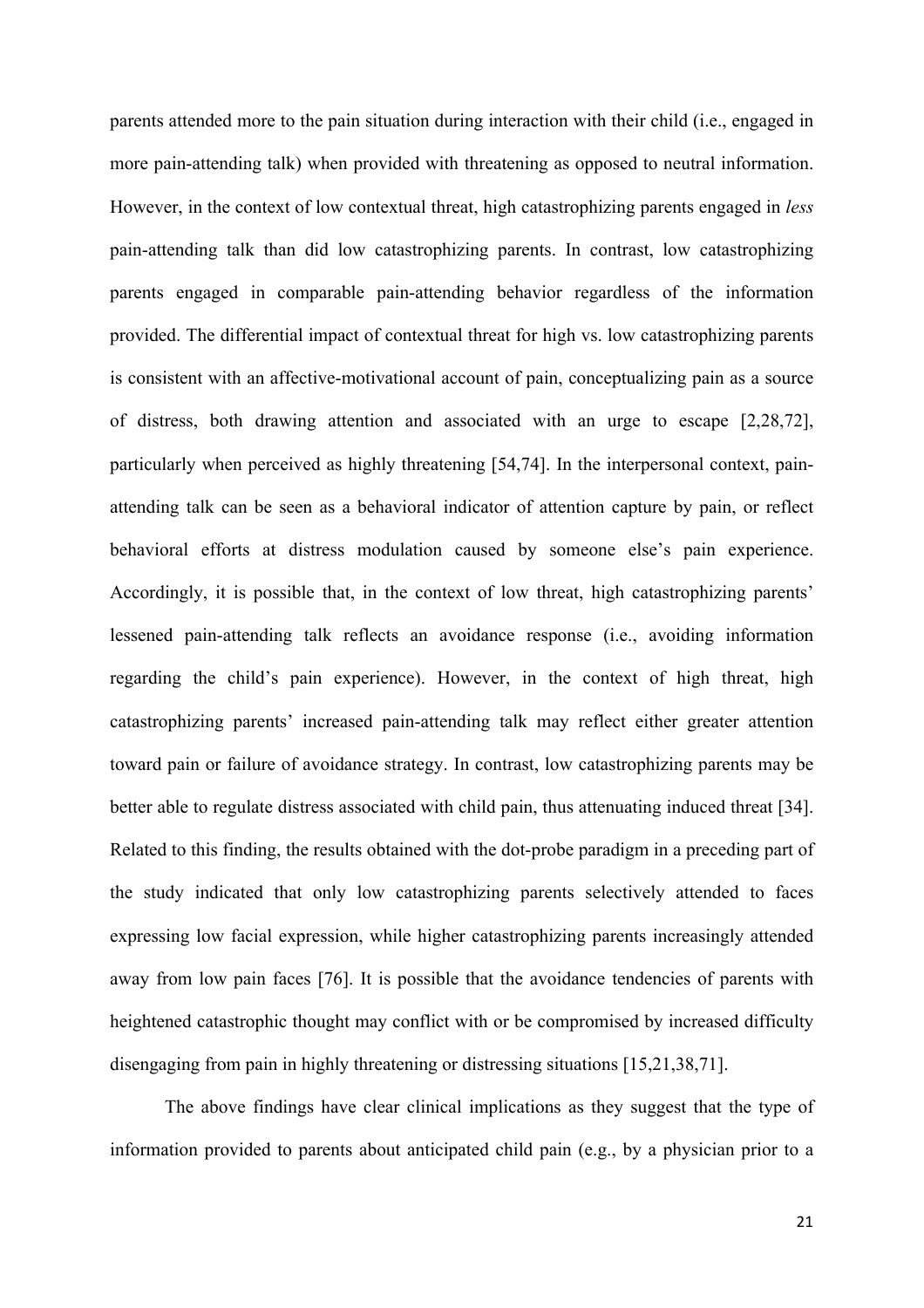parents attended more to the pain situation during interaction with their child (i.e., engaged in more pain-attending talk) when provided with threatening as opposed to neutral information. However, in the context of low contextual threat, high catastrophizing parents engaged in *less* pain-attending talk than did low catastrophizing parents. In contrast, low catastrophizing parents engaged in comparable pain-attending behavior regardless of the information provided. The differential impact of contextual threat for high vs. low catastrophizing parents is consistent with an affective-motivational account of pain, conceptualizing pain as a source of distress, both drawing attention and associated with an urge to escape [2,28,72], particularly when perceived as highly threatening [54,74]. In the interpersonal context, pain-attending talk can be seen as a behavioral indicator of attention capture by pain, or reflect behavioral efforts at distress modulation caused by someone else's pain experience. Accordingly, it is possible that, in the context of low threat, high catastrophizing parents' lessened pain-attending talk reflects an avoidance response (i.e., avoiding information regarding the child's pain experience). However, in the context of high threat, high catastrophizing parents' increased pain-attending talk may reflect either greater attention toward pain or failure of avoidance strategy. In contrast, low catastrophizing parents may be better able to regulate distress associated with child pain, thus attenuating induced threat [34]. Related to this finding, the results obtained with the dot-probe paradigm in a preceding part of the study indicated that only low catastrophizing parents selectively attended to faces expressing low facial expression, while higher catastrophizing parents increasingly attended away from low pain faces [76]. It is possible that the avoidance tendencies of parents with heightened catastrophic thought may conflict with or be compromised by increased difficulty disengaging from pain in highly threatening or distressing situations [15,21,38,71].

The above findings have clear clinical implications as they suggest that the type of information provided to parents about anticipated child pain (e.g., by a physician prior to a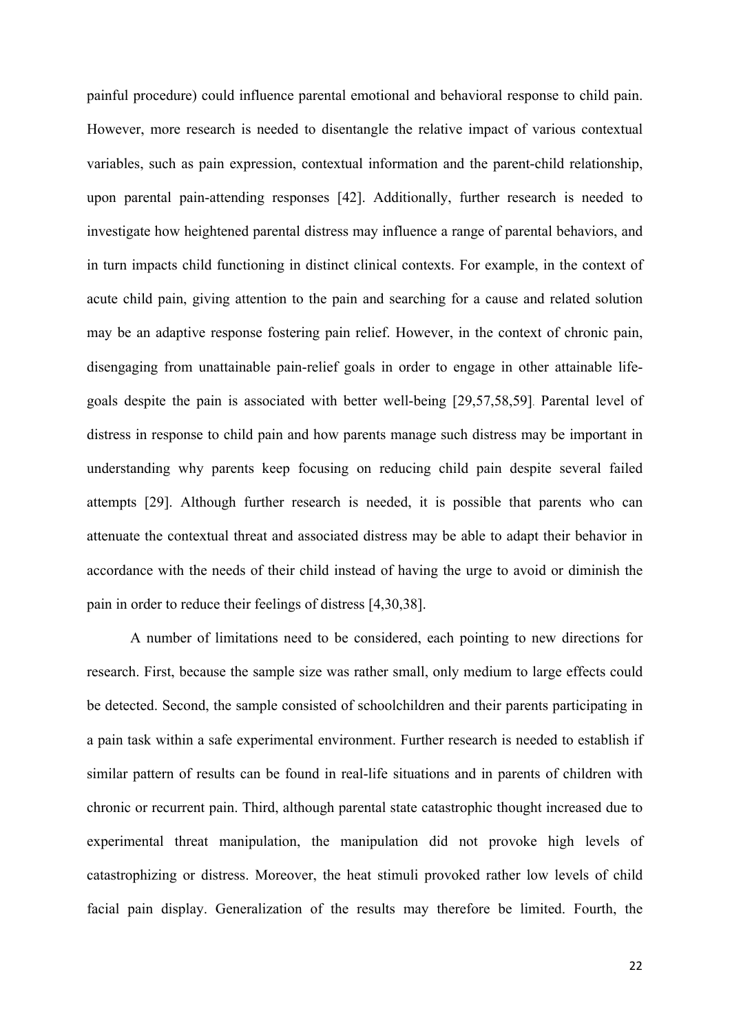painful procedure) could influence parental emotional and behavioral response to child pain. However, more research is needed to disentangle the relative impact of various contextual variables, such as pain expression, contextual information and the parent-child relationship, upon parental pain-attending responses [42]. Additionally, further research is needed to investigate how heightened parental distress may influence a range of parental behaviors, and in turn impacts child functioning in distinct clinical contexts. For example, in the context of acute child pain, giving attention to the pain and searching for a cause and related solution may be an adaptive response fostering pain relief. However, in the context of chronic pain, disengaging from unattainable pain-relief goals in order to engage in other attainable life-goals despite the pain is associated with better well-being [29,57,58,59]. Parental level of distress in response to child pain and how parents manage such distress may be important in understanding why parents keep focusing on reducing child pain despite several failed attempts [29]. Although further research is needed, it is possible that parents who can attenuate the contextual threat and associated distress may be able to adapt their behavior in accordance with the needs of their child instead of having the urge to avoid or diminish the pain in order to reduce their feelings of distress [4,30,38].

A number of limitations need to be considered, each pointing to new directions for research. First, because the sample size was rather small, only medium to large effects could be detected. Second, the sample consisted of schoolchildren and their parents participating in a pain task within a safe experimental environment. Further research is needed to establish if similar pattern of results can be found in real-life situations and in parents of children with chronic or recurrent pain. Third, although parental state catastrophic thought increased due to experimental threat manipulation, the manipulation did not provoke high levels of catastrophizing or distress. Moreover, the heat stimuli provoked rather low levels of child facial pain display. Generalization of the results may therefore be limited. Fourth, the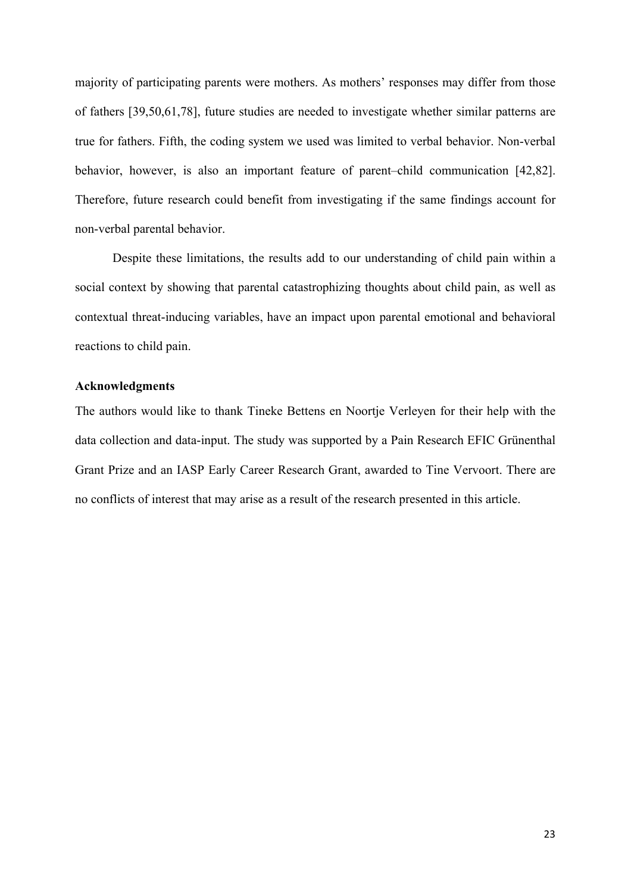majority of participating parents were mothers. As mothers' responses may differ from those of fathers [39,50,61,78], future studies are needed to investigate whether similar patterns are true for fathers. Fifth, the coding system we used was limited to verbal behavior. Non-verbal behavior, however, is also an important feature of parent–child communication [42,82]. Therefore, future research could benefit from investigating if the same findings account for non-verbal parental behavior.

Despite these limitations, the results add to our understanding of child pain within a social context by showing that parental catastrophizing thoughts about child pain, as well as contextual threat-inducing variables, have an impact upon parental emotional and behavioral reactions to child pain.

**Acknowledgments**

The authors would like to thank Tineke Bettens en Noortje Verleyen for their help with the data collection and data-input. The study was supported by a Pain Research EFIC Grünenthal Grant Prize and an IASP Early Career Research Grant, awarded to Tine Vervoort. There are no conflicts of interest that may arise as a result of the research presented in this article.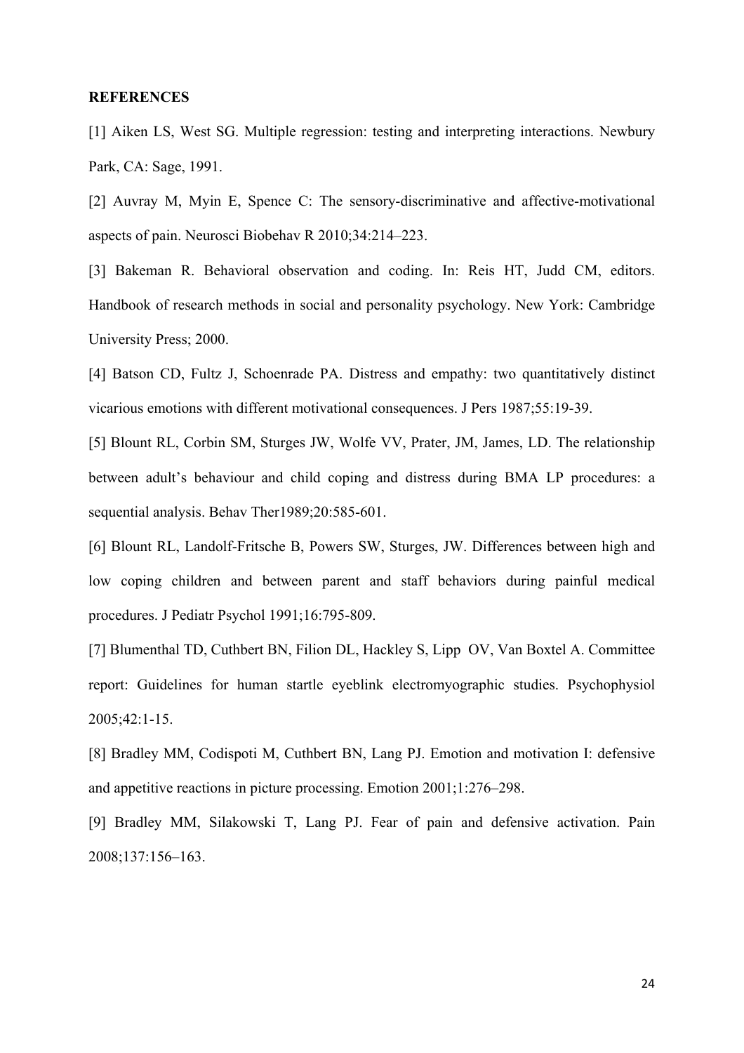**REFERENCES**

[1] Aiken LS, West SG. Multiple regression: testing and interpreting interactions. Newbury Park, CA: Sage, 1991.

[2] Auvray M, Myin E, Spence C: The sensory-discriminative and affective-motivational aspects of pain. Neurosci Biobehav R 2010;34:214–223.

[3] Bakeman R. Behavioral observation and coding. In: Reis HT, Judd CM, editors. Handbook of research methods in social and personality psychology. New York: Cambridge University Press; 2000.

[4] Batson CD, Fultz J, Schoenrade PA. Distress and empathy: two quantitatively distinct vicarious emotions with different motivational consequences. J Pers 1987;55:19-39.

[5] Blount RL, Corbin SM, Sturges JW, Wolfe VV, Prater, JM, James, LD. The relationship between adult's behaviour and child coping and distress during BMA LP procedures: a sequential analysis. Behav Ther1989;20:585-601.

[6] Blount RL, Landolf-Fritsche B, Powers SW, Sturges, JW. Differences between high and low coping children and between parent and staff behaviors during painful medical procedures. J Pediatr Psychol 1991;16:795-809.

[7] Blumenthal TD, Cuthbert BN, Filion DL, Hackley S, Lipp OV, Van Boxtel A. Committee report: Guidelines for human startle eyeblink electromyographic studies. Psychophysiol 2005;42:1-15.

[8] Bradley MM, Codispoti M, Cuthbert BN, Lang PJ. Emotion and motivation I: defensive and appetitive reactions in picture processing. Emotion 2001;1:276–298.

[9] Bradley MM, Silakowski T, Lang PJ. Fear of pain and defensive activation. Pain 2008;137:156–163.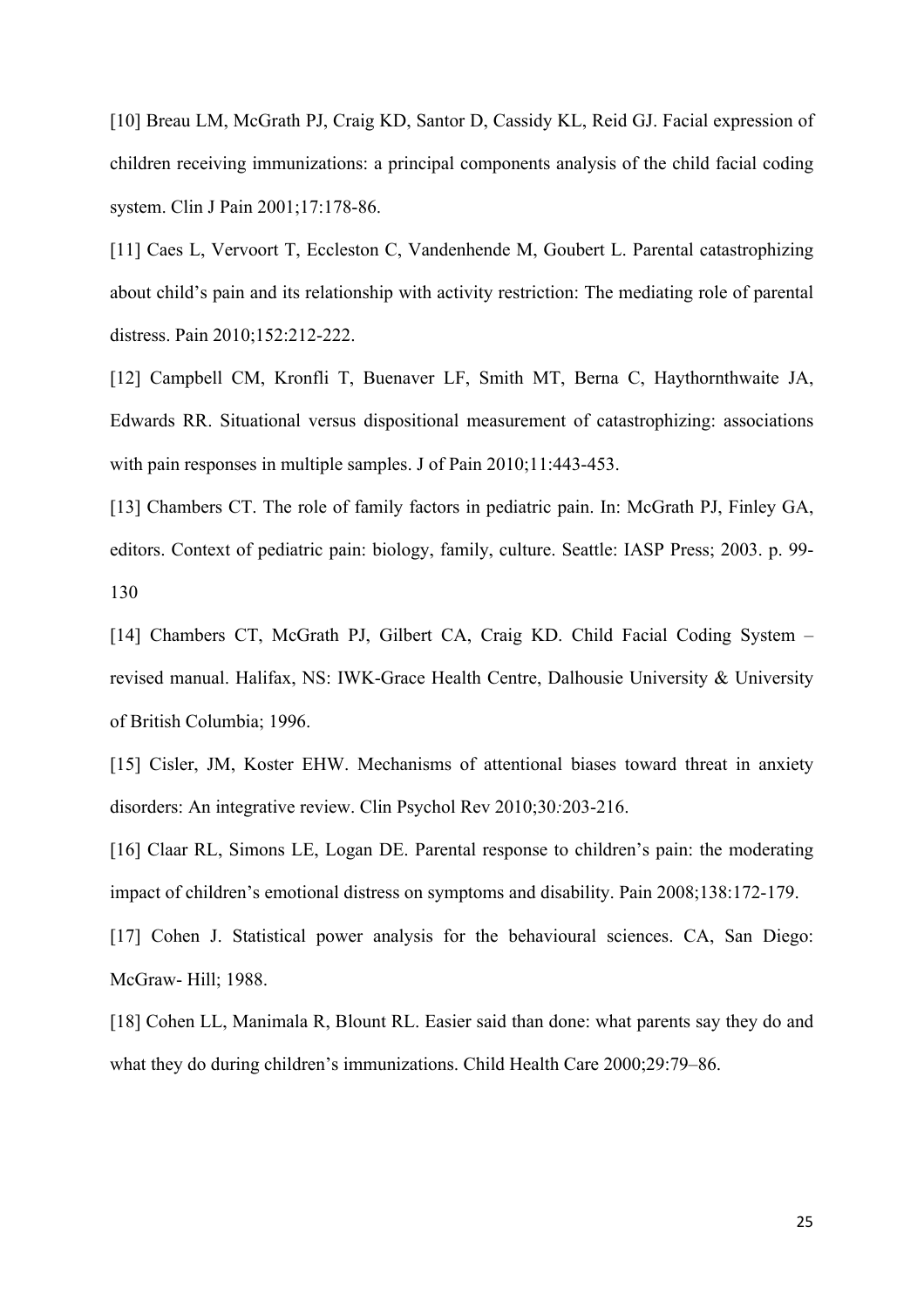[10] Breau LM, McGrath PJ, Craig KD, Santor D, Cassidy KL, Reid GJ. Facial expression of children receiving immunizations: a principal components analysis of the child facial coding system. Clin J Pain 2001;17:178-86.

[11] Caes L, Vervoort T, Eccleston C, Vandenhende M, Goubert L. Parental catastrophizing about child's pain and its relationship with activity restriction: The mediating role of parental distress. Pain 2010;152:212-222.

[12] Campbell CM, Kronfli T, Buenaver LF, Smith MT, Berna C, Haythornthwaite JA, Edwards RR. Situational versus dispositional measurement of catastrophizing: associations with pain responses in multiple samples. J of Pain 2010;11:443-453.

[13] Chambers CT. The role of family factors in pediatric pain. In: McGrath PJ, Finley GA, editors. Context of pediatric pain: biology, family, culture. Seattle: IASP Press; 2003. p. 99-130

[14] Chambers CT, McGrath PJ, Gilbert CA, Craig KD. Child Facial Coding System – revised manual. Halifax, NS: IWK-Grace Health Centre, Dalhousie University & University of British Columbia; 1996.

[15] Cisler, JM, Koster EHW. Mechanisms of attentional biases toward threat in anxiety disorders: An integrative review. Clin Psychol Rev 2010;30:203-216.

[16] Claar RL, Simons LE, Logan DE. Parental response to children's pain: the moderating impact of children's emotional distress on symptoms and disability. Pain 2008;138:172-179.

[17] Cohen J. Statistical power analysis for the behavioural sciences. CA, San Diego: McGraw- Hill; 1988.

[18] Cohen LL, Manimala R, Blount RL. Easier said than done: what parents say they do and what they do during children's immunizations. Child Health Care 2000;29:79–86.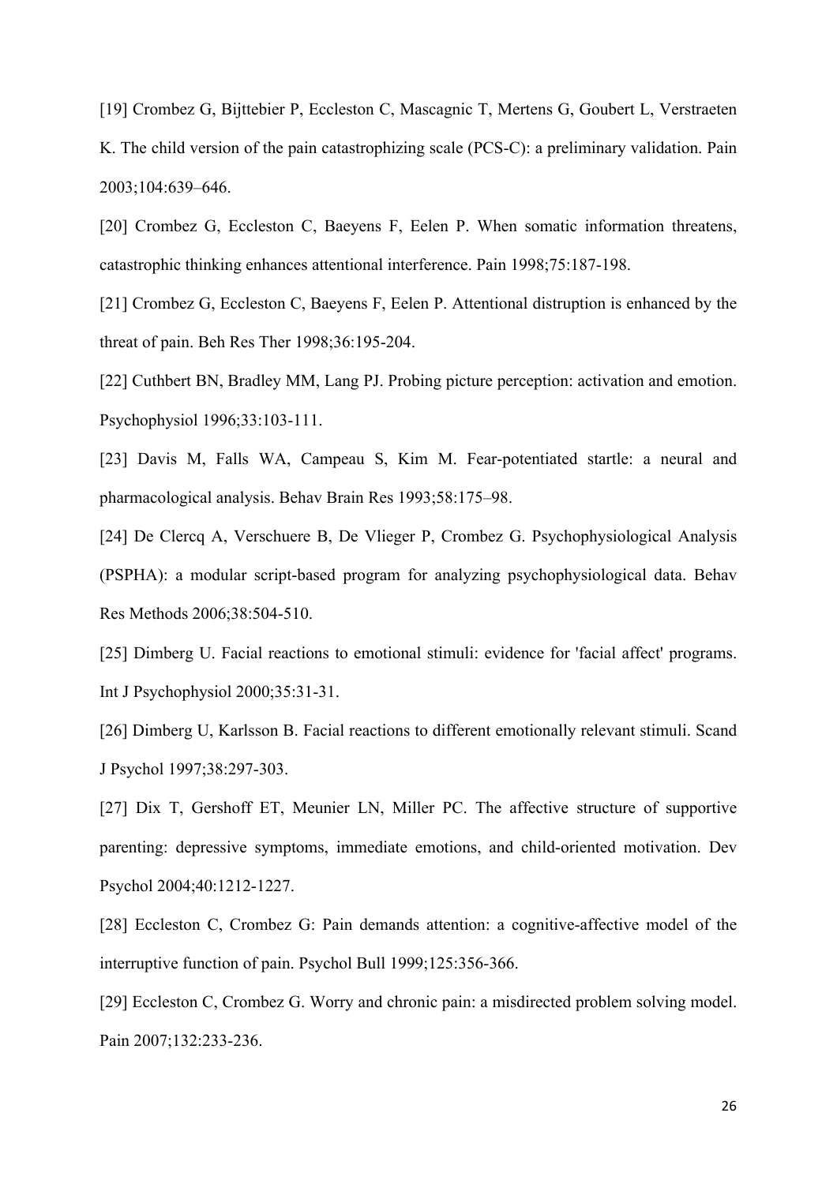[19] Crombez G, Bijttebier P, Eccleston C, Mascagnic T, Mertens G, Goubert L, Verstraeten K. The child version of the pain catastrophizing scale (PCS-C): a preliminary validation. Pain 2003;104:639–646.

[20] Crombez G, Eccleston C, Baeyens F, Eelen P. When somatic information threatens, catastrophic thinking enhances attentional interference. Pain 1998;75:187-198.

[21] Crombez G, Eccleston C, Baeyens F, Eelen P. Attentional distruption is enhanced by the threat of pain. Beh Res Ther 1998;36:195-204.

[22] Cuthbert BN, Bradley MM, Lang PJ. Probing picture perception: activation and emotion. Psychophysiol 1996;33:103-111.

[23] Davis M, Falls WA, Campeau S, Kim M. Fear-potentiated startle: a neural and pharmacological analysis. Behav Brain Res 1993;58:175–98.

[24] De Clercq A, Verschuere B, De Vlieger P, Crombez G. Psychophysiological Analysis (PSPHA): a modular script-based program for analyzing psychophysiological data. Behav Res Methods 2006;38:504-510.

[25] Dimberg U. Facial reactions to emotional stimuli: evidence for 'facial affect' programs. Int J Psychophysiol 2000;35:31-31.

[26] Dimberg U, Karlsson B. Facial reactions to different emotionally relevant stimuli. Scand J Psychol 1997;38:297-303.

[27] Dix T, Gershoff ET, Meunier LN, Miller PC. The affective structure of supportive parenting: depressive symptoms, immediate emotions, and child-oriented motivation. Dev Psychol 2004;40:1212-1227.

[28] Eccleston C, Crombez G: Pain demands attention: a cognitive-affective model of the interruptive function of pain. Psychol Bull 1999;125:356-366.

[29] Eccleston C, Crombez G. Worry and chronic pain: a misdirected problem solving model. Pain 2007;132:233-236.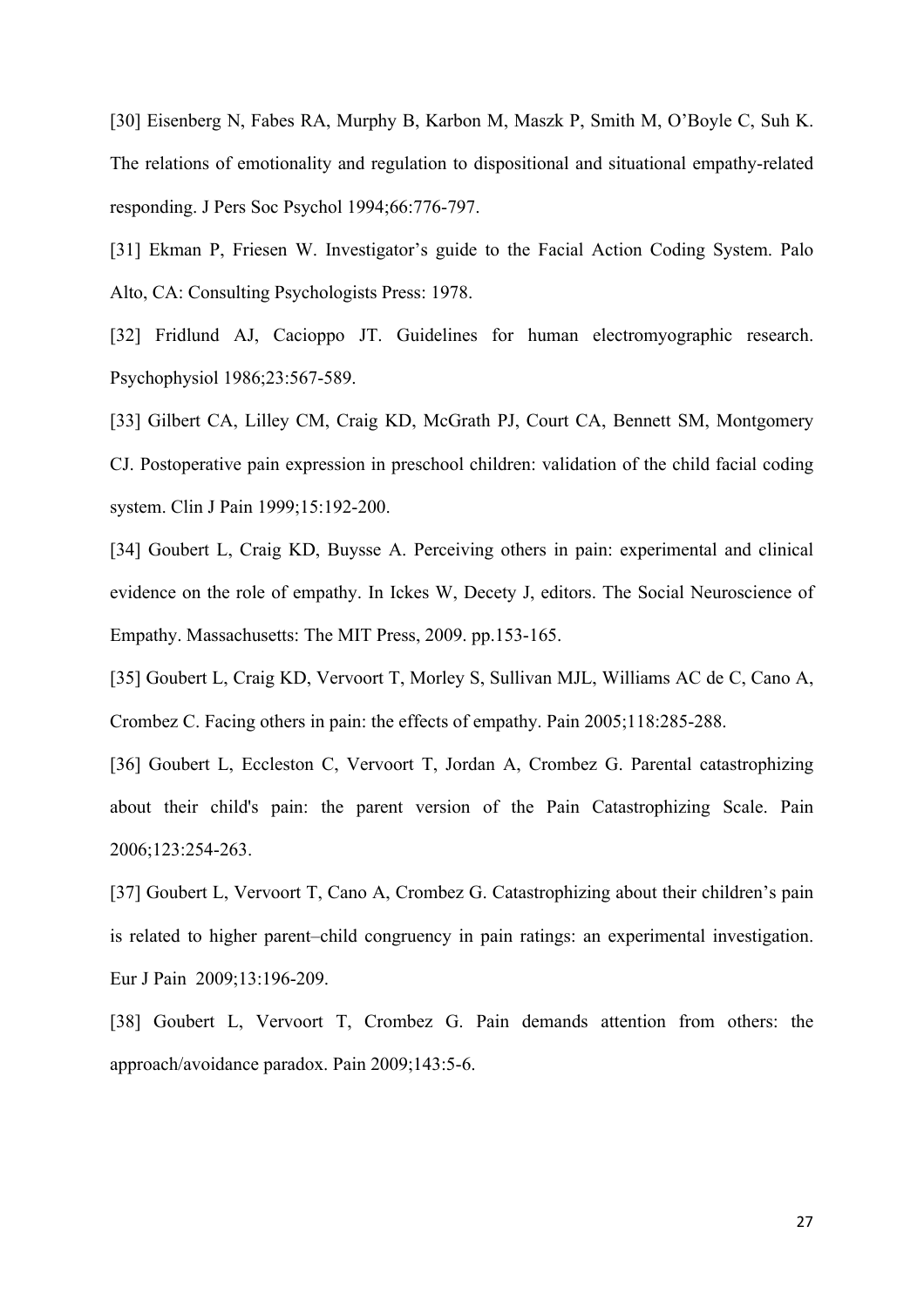[30] Eisenberg N, Fabes RA, Murphy B, Karbon M, Maszk P, Smith M, O'Boyle C, Suh K. The relations of emotionality and regulation to dispositional and situational empathy-related responding. J Pers Soc Psychol 1994;66:776-797.

[31] Ekman P, Friesen W. Investigator's guide to the Facial Action Coding System. Palo Alto, CA: Consulting Psychologists Press: 1978.

[32] Fridlund AJ, Cacioppo JT. Guidelines for human electromyographic research. Psychophysiol 1986;23:567-589.

[33] Gilbert CA, Lilley CM, Craig KD, McGrath PJ, Court CA, Bennett SM, Montgomery CJ. Postoperative pain expression in preschool children: validation of the child facial coding system. Clin J Pain 1999;15:192-200.

[34] Goubert L, Craig KD, Buysse A. Perceiving others in pain: experimental and clinical evidence on the role of empathy. In Ickes W, Decety J, editors. The Social Neuroscience of Empathy. Massachusetts: The MIT Press, 2009. pp.153-165.

[35] Goubert L, Craig KD, Vervoort T, Morley S, Sullivan MJL, Williams AC de C, Cano A, Crombez C. Facing others in pain: the effects of empathy. Pain 2005;118:285-288.

[36] Goubert L, Eccleston C, Vervoort T, Jordan A, Crombez G. Parental catastrophizing about their child's pain: the parent version of the Pain Catastrophizing Scale. Pain 2006;123:254-263.

[37] Goubert L, Vervoort T, Cano A, Crombez G. Catastrophizing about their children's pain is related to higher parent–child congruency in pain ratings: an experimental investigation. Eur J Pain 2009;13:196-209.

[38] Goubert L, Vervoort T, Crombez G. Pain demands attention from others: the approach/avoidance paradox. Pain 2009;143:5-6.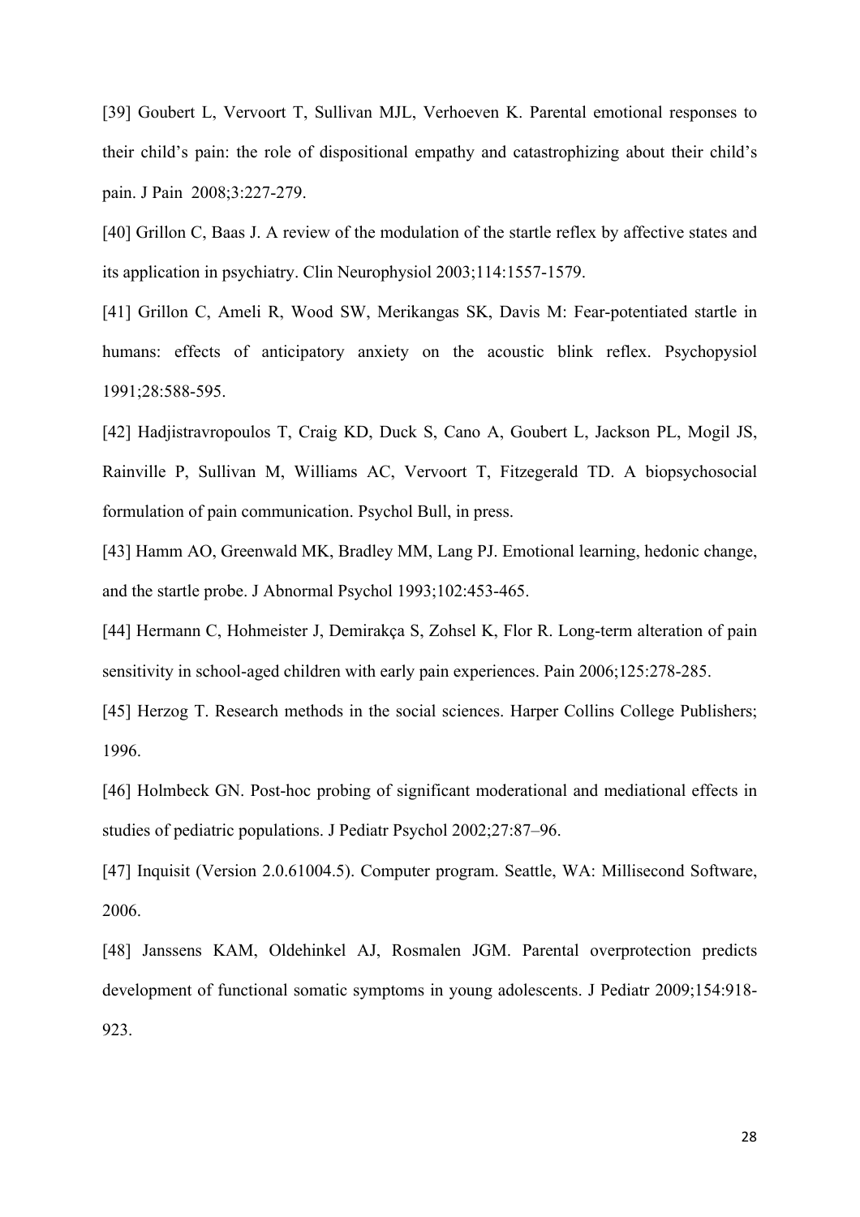[39] Goubert L, Vervoort T, Sullivan MJL, Verhoeven K. Parental emotional responses to their child's pain: the role of dispositional empathy and catastrophizing about their child's pain. J Pain 2008;3:227-279.

[40] Grillon C, Baas J. A review of the modulation of the startle reflex by affective states and its application in psychiatry. Clin Neurophysiol 2003;114:1557-1579.

[41] Grillon C, Ameli R, Wood SW, Merikangas SK, Davis M: Fear-potentiated startle in humans: effects of anticipatory anxiety on the acoustic blink reflex. Psychopysiol 1991;28:588-595.

[42] Hadjistravropoulos T, Craig KD, Duck S, Cano A, Goubert L, Jackson PL, Mogil JS, Rainville P, Sullivan M, Williams AC, Vervoort T, Fitzegerald TD. A biopsychosocial formulation of pain communication. Psychol Bull, in press.

[43] Hamm AO, Greenwald MK, Bradley MM, Lang PJ. Emotional learning, hedonic change, and the startle probe. J Abnormal Psychol 1993;102:453-465.

[44] Hermann C, Hohmeister J, Demirakça S, Zohsel K, Flor R. Long-term alteration of pain sensitivity in school-aged children with early pain experiences. Pain 2006;125:278-285.

[45] Herzog T. Research methods in the social sciences. Harper Collins College Publishers; 1996.

[46] Holmbeck GN. Post-hoc probing of significant moderational and mediational effects in studies of pediatric populations. J Pediatr Psychol 2002;27:87–96.

[47] Inquisit (Version 2.0.61004.5). Computer program. Seattle, WA: Millisecond Software, 2006.

[48] Janssens KAM, Oldehinkel AJ, Rosmalen JGM. Parental overprotection predicts development of functional somatic symptoms in young adolescents. J Pediatr 2009;154:918-923.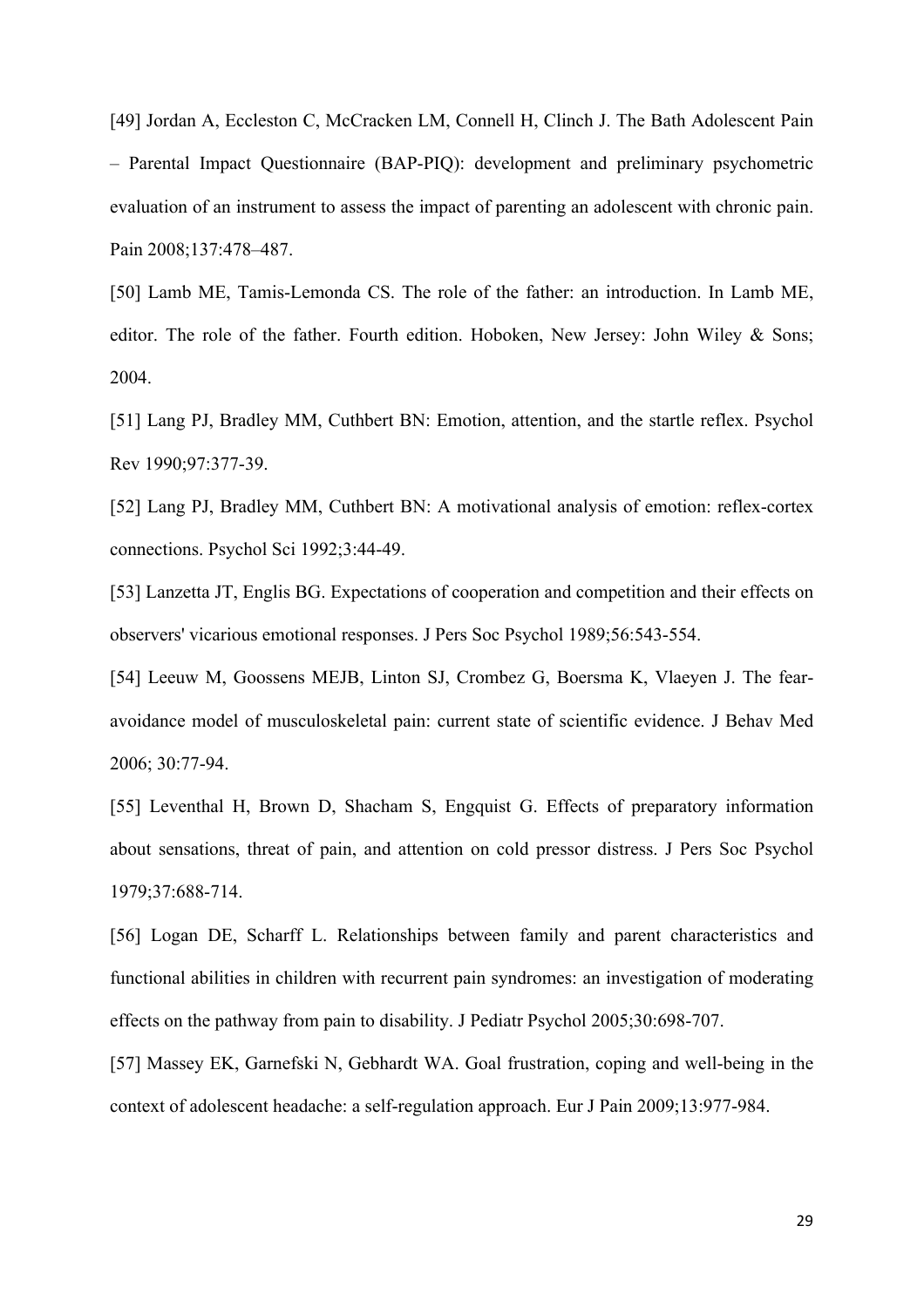[49] Jordan A, Eccleston C, McCracken LM, Connell H, Clinch J. The Bath Adolescent Pain – Parental Impact Questionnaire (BAP-PIQ): development and preliminary psychometric evaluation of an instrument to assess the impact of parenting an adolescent with chronic pain. Pain 2008;137:478–487.

[50] Lamb ME, Tamis-Lemonda CS. The role of the father: an introduction. In Lamb ME, editor. The role of the father. Fourth edition. Hoboken, New Jersey: John Wiley & Sons; 2004.

[51] Lang PJ, Bradley MM, Cuthbert BN: Emotion, attention, and the startle reflex. Psychol Rev 1990;97:377-39.

[52] Lang PJ, Bradley MM, Cuthbert BN: A motivational analysis of emotion: reflex-cortex connections. Psychol Sci 1992;3:44-49.

[53] Lanzetta JT, Englis BG. Expectations of cooperation and competition and their effects on observers' vicarious emotional responses. J Pers Soc Psychol 1989;56:543-554.

[54] Leeuw M, Goossens MEJB, Linton SJ, Crombez G, Boersma K, Vlaeyen J. The fear-avoidance model of musculoskeletal pain: current state of scientific evidence. J Behav Med 2006; 30:77-94.

[55] Leventhal H, Brown D, Shacham S, Engquist G. Effects of preparatory information about sensations, threat of pain, and attention on cold pressor distress. J Pers Soc Psychol 1979;37:688-714.

[56] Logan DE, Scharff L. Relationships between family and parent characteristics and functional abilities in children with recurrent pain syndromes: an investigation of moderating effects on the pathway from pain to disability. J Pediatr Psychol 2005;30:698-707.

[57] Massey EK, Garnefski N, Gebhardt WA. Goal frustration, coping and well-being in the context of adolescent headache: a self-regulation approach. Eur J Pain 2009;13:977-984.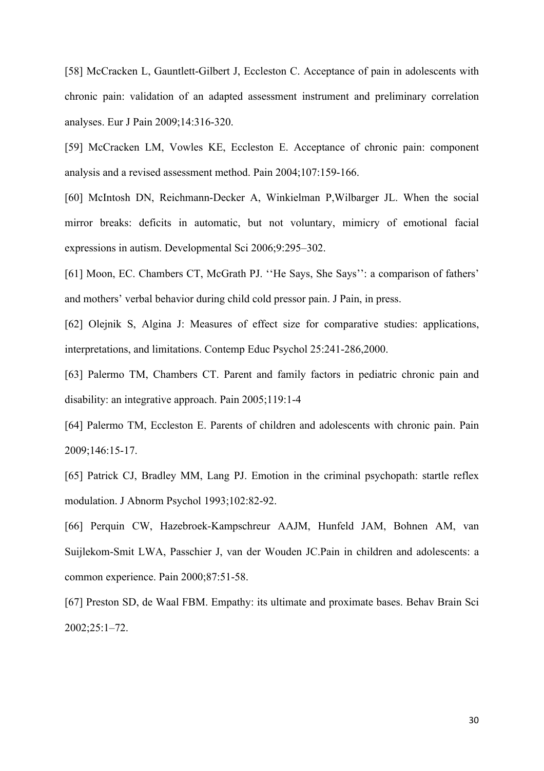[58] McCracken L, Gauntlett-Gilbert J, Eccleston C. Acceptance of pain in adolescents with chronic pain: validation of an adapted assessment instrument and preliminary correlation analyses. Eur J Pain 2009;14:316-320.

[59] McCracken LM, Vowles KE, Eccleston E. Acceptance of chronic pain: component analysis and a revised assessment method. Pain 2004;107:159-166.

[60] McIntosh DN, Reichmann-Decker A, Winkielman P,Wilbarger JL. When the social mirror breaks: deficits in automatic, but not voluntary, mimicry of emotional facial expressions in autism. Developmental Sci 2006;9:295–302.

[61] Moon, EC. Chambers CT, McGrath PJ. ''He Says, She Says'': a comparison of fathers' and mothers' verbal behavior during child cold pressor pain. J Pain, in press.

[62] Olejnik S, Algina J: Measures of effect size for comparative studies: applications, interpretations, and limitations. Contemp Educ Psychol 25:241-286,2000.

[63] Palermo TM, Chambers CT. Parent and family factors in pediatric chronic pain and disability: an integrative approach. Pain 2005;119:1-4

[64] Palermo TM, Eccleston E. Parents of children and adolescents with chronic pain. Pain 2009;146:15-17.

[65] Patrick CJ, Bradley MM, Lang PJ. Emotion in the criminal psychopath: startle reflex modulation. J Abnorm Psychol 1993;102:82-92.

[66] Perquin CW, Hazebroek-Kampschreur AAJM, Hunfeld JAM, Bohnen AM, van Suijlekom-Smit LWA, Passchier J, van der Wouden JC.Pain in children and adolescents: a common experience. Pain 2000;87:51-58.

[67] Preston SD, de Waal FBM. Empathy: its ultimate and proximate bases. Behav Brain Sci 2002;25:1–72.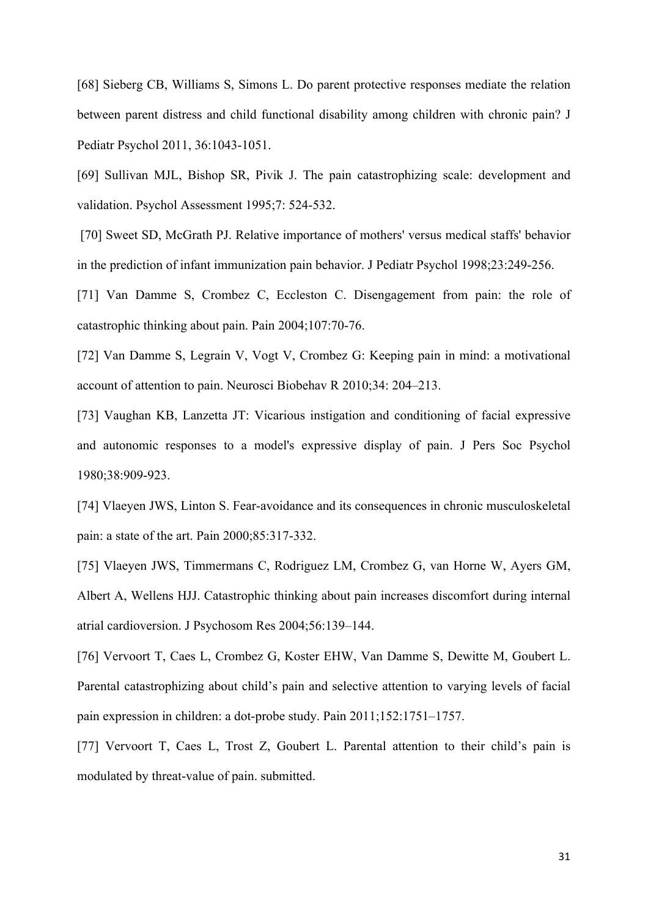[68] Sieberg CB, Williams S, Simons L. Do parent protective responses mediate the relation between parent distress and child functional disability among children with chronic pain? J Pediatr Psychol 2011, 36:1043-1051.

[69] Sullivan MJL, Bishop SR, Pivik J. The pain catastrophizing scale: development and validation. Psychol Assessment 1995;7: 524-532.

[70] Sweet SD, McGrath PJ. Relative importance of mothers' versus medical staffs' behavior in the prediction of infant immunization pain behavior. J Pediatr Psychol 1998;23:249-256.

[71] Van Damme S, Crombez C, Eccleston C. Disengagement from pain: the role of catastrophic thinking about pain. Pain 2004;107:70-76.

[72] Van Damme S, Legrain V, Vogt V, Crombez G: Keeping pain in mind: a motivational account of attention to pain. Neurosci Biobehav R 2010;34: 204–213.

[73] Vaughan KB, Lanzetta JT: Vicarious instigation and conditioning of facial expressive and autonomic responses to a model's expressive display of pain. J Pers Soc Psychol 1980;38:909-923.

[74] Vlaeyen JWS, Linton S. Fear-avoidance and its consequences in chronic musculoskeletal pain: a state of the art. Pain 2000;85:317-332.

[75] Vlaeyen JWS, Timmermans C, Rodriguez LM, Crombez G, van Horne W, Ayers GM, Albert A, Wellens HJJ. Catastrophic thinking about pain increases discomfort during internal atrial cardioversion. J Psychosom Res 2004;56:139–144.

[76] Vervoort T, Caes L, Crombez G, Koster EHW, Van Damme S, Dewitte M, Goubert L. Parental catastrophizing about child's pain and selective attention to varying levels of facial pain expression in children: a dot-probe study. Pain 2011;152:1751–1757.

[77] Vervoort T, Caes L, Trost Z, Goubert L. Parental attention to their child's pain is modulated by threat-value of pain. submitted.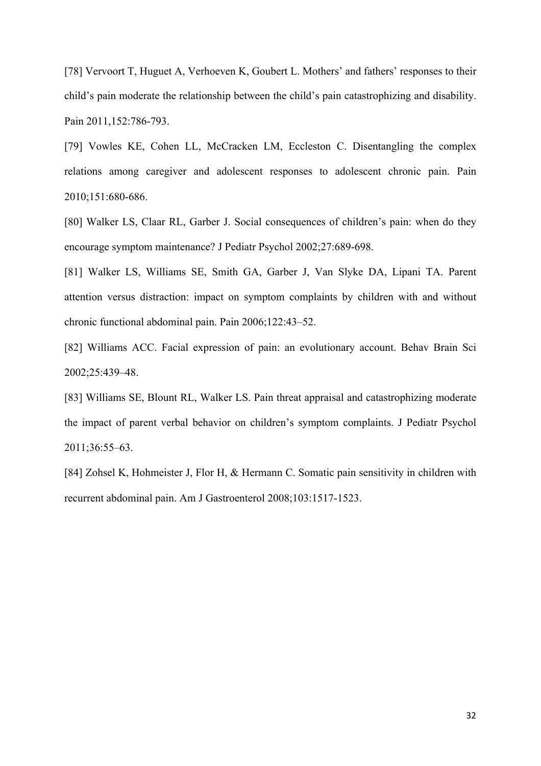[78] Vervoort T, Huguet A, Verhoeven K, Goubert L. Mothers' and fathers' responses to their child's pain moderate the relationship between the child's pain catastrophizing and disability. Pain 2011,152:786-793.

[79] Vowles KE, Cohen LL, McCracken LM, Eccleston C. Disentangling the complex relations among caregiver and adolescent responses to adolescent chronic pain. Pain 2010;151:680-686.

[80] Walker LS, Claar RL, Garber J. Social consequences of children's pain: when do they encourage symptom maintenance? J Pediatr Psychol 2002;27:689-698.

[81] Walker LS, Williams SE, Smith GA, Garber J, Van Slyke DA, Lipani TA. Parent attention versus distraction: impact on symptom complaints by children with and without chronic functional abdominal pain. Pain 2006;122:43–52.

[82] Williams ACC. Facial expression of pain: an evolutionary account. Behav Brain Sci 2002;25:439–48.

[83] Williams SE, Blount RL, Walker LS. Pain threat appraisal and catastrophizing moderate the impact of parent verbal behavior on children's symptom complaints. J Pediatr Psychol 2011;36:55–63.

[84] Zohsel K, Hohmeister J, Flor H, & Hermann C. Somatic pain sensitivity in children with recurrent abdominal pain. Am J Gastroenterol 2008;103:1517-1523.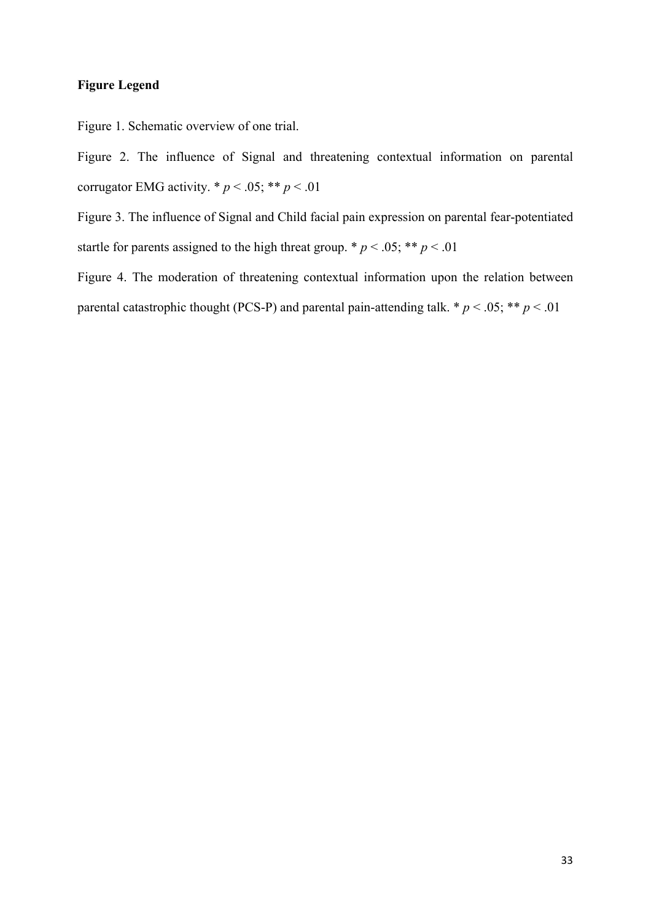**Figure Legend**

Figure 1. Schematic overview of one trial.

Figure 2. The influence of Signal and threatening contextual information on parental corrugator EMG activity. * $p < .05$; ** $p < .01$

Figure 3. The influence of Signal and Child facial pain expression on parental fear-potentiated startle for parents assigned to the high threat group. * $p < .05$; ** $p < .01$

Figure 4. The moderation of threatening contextual information upon the relation between parental catastrophic thought (PCS-P) and parental pain-attending talk. * $p < .05$; ** $p < .01$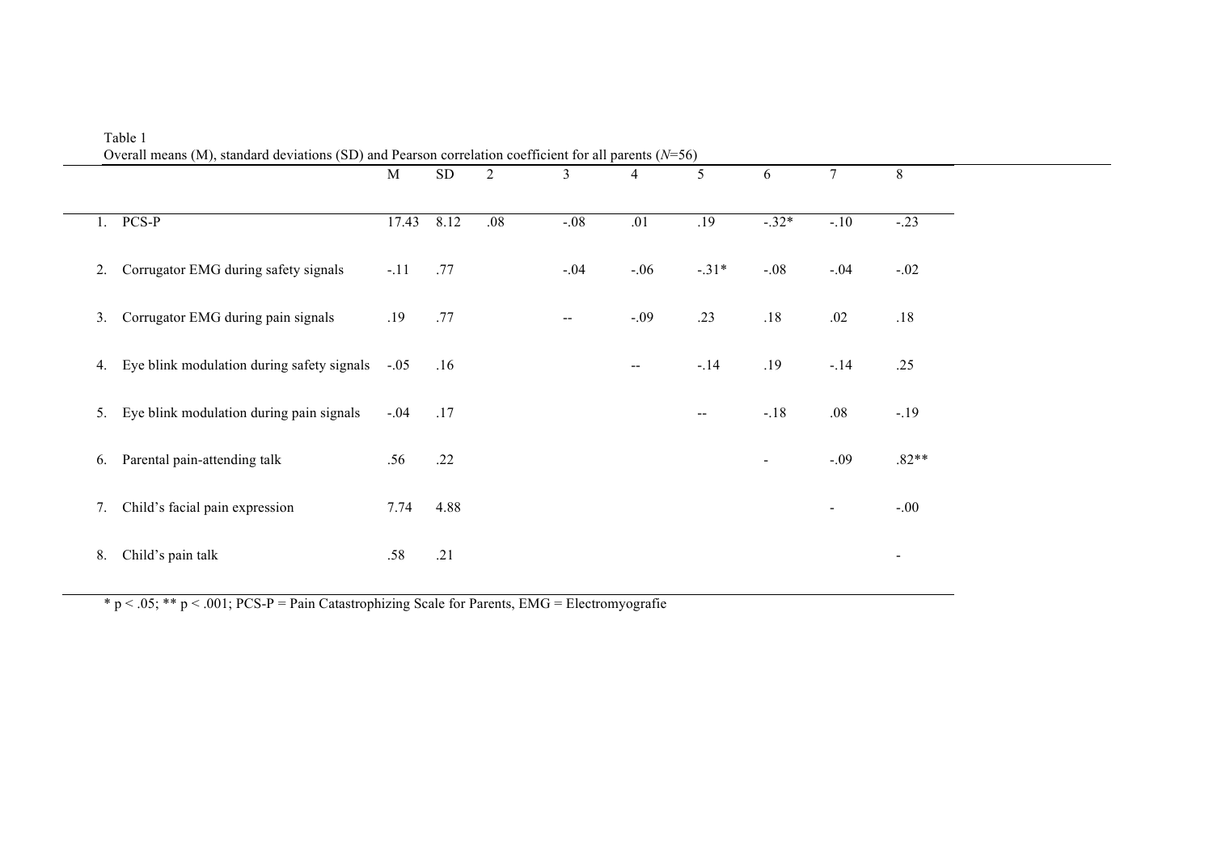Table 1

Overall means (M), standard deviations (SD) and Pearson correlation coefficient for all parents (*N*=56)

| | M | SD | 2 | 3 | 4 | 5 | 6 | 7 | 8 |
|---|---|---|---|---|---|---|---|---|---|
| 1. PCS-P | 17.43 | 8.12 | .08 | -.08 | .01 | .19 | -.32* | -.10 | -.23 |
| 2. Corrugator EMG during safety signals | -.11 | .77 | | -.04 | -.06 | -.31* | -.08 | -.04 | -.02 |
| 3. Corrugator EMG during pain signals | .19 | .77 | | -- | -.09 | .23 | .18 | .02 | .18 |
| 4. Eye blink modulation during safety signals | -.05 | .16 | | | -- | -.14 | .19 | -.14 | .25 |
| 5. Eye blink modulation during pain signals | -.04 | .17 | | | | -- | -.18 | .08 | -.19 |
| 6. Parental pain-attending talk | .56 | .22 | | | | | - | -.09 | .82** |
| 7. Child's facial pain expression | 7.74 | 4.88 | | | | | | - | -.00 |
| 8. Child's pain talk | .58 | .21 | | | | | | | - |

* $p < .05$; ** $p < .001$; PCS-P = Pain Catastrophizing Scale for Parents, EMG = Electromyografie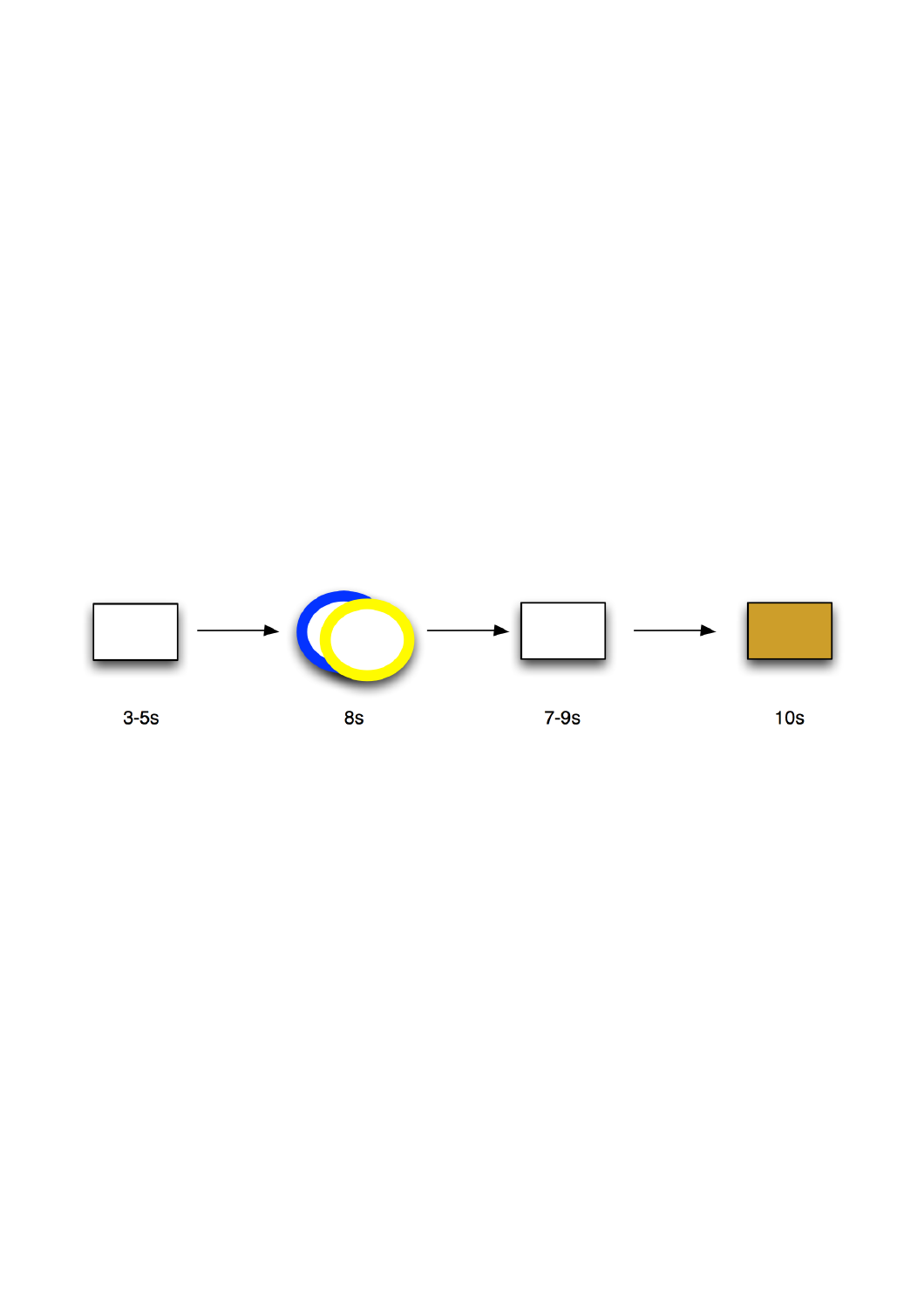3-5s

8s

7-9s

10s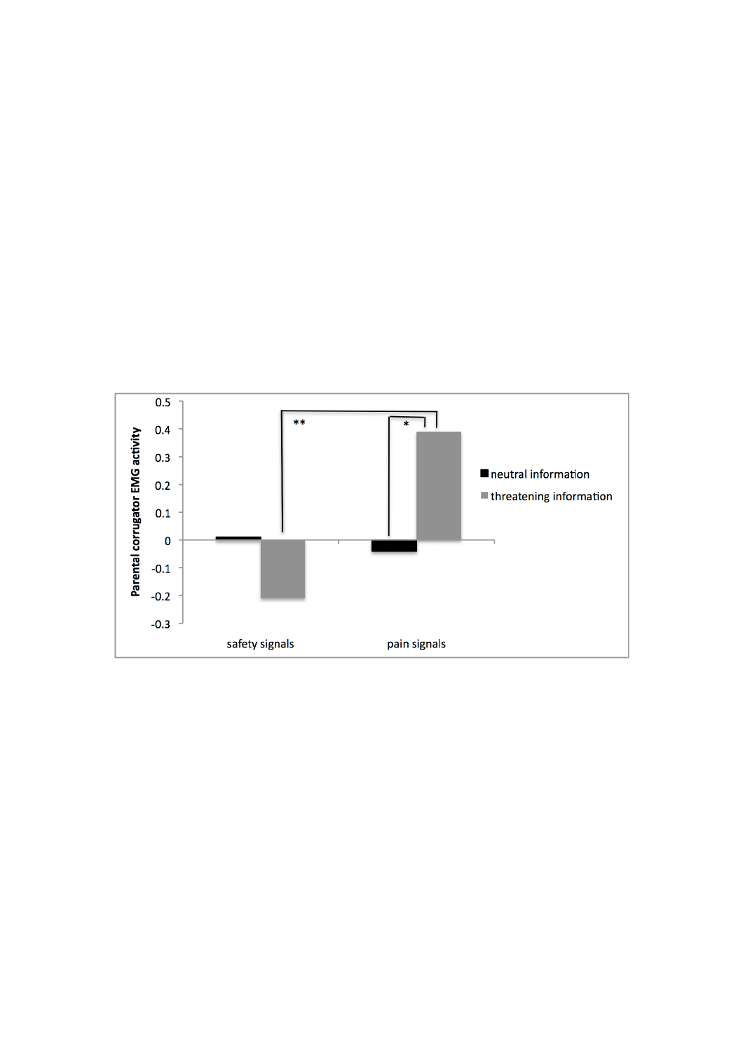Parental corrugator EMG activity

0.5
0.4
0.3
0.2
0.1
0
-0.1
-0.2
-0.3

**

*

safety signals

pain signals

neutral information

threatening information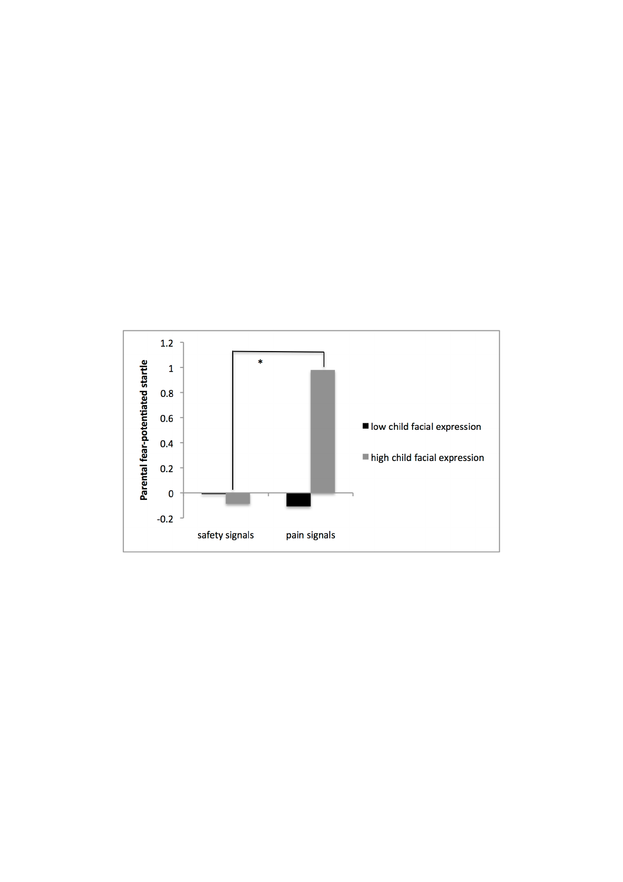| | low child facial expression | high child facial expression |
|---|---|---|
| safety signals | | |
| pain signals | | |

Parental fear-potentiated startle

1.2
1
0.8
0.6
0.4
0.2
0
-0.2

*

■ low child facial expression

■ high child facial expression

safety signals

pain signals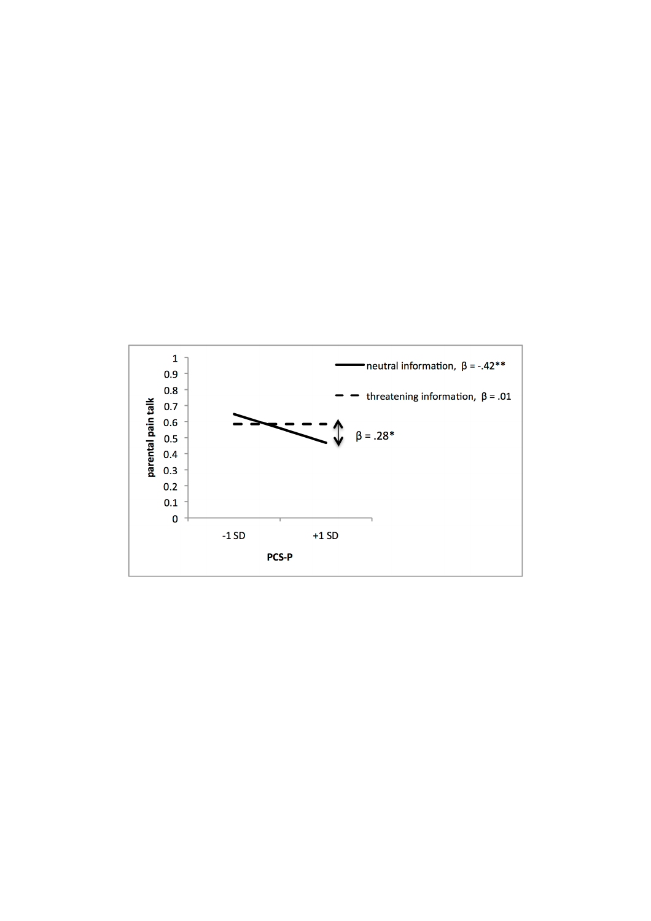1
0.9
0.8
0.7
0.6
0.5
0.4
0.3
0.2
0.1
0

parental pain talk

neutral information, β = -.42**

threatening information, β = .01

β = .28*

-1 SD

+1 SD

PCS-P